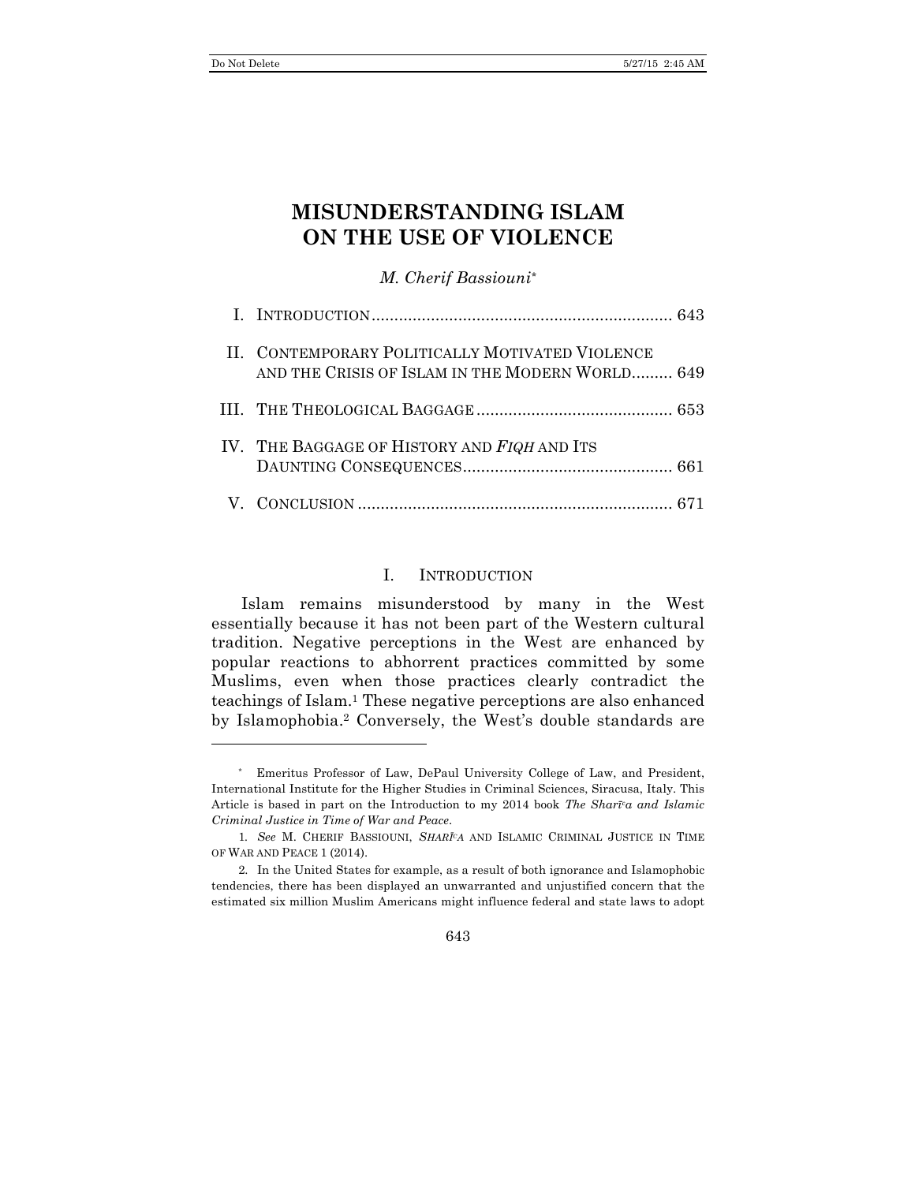# MISUNDERSTANDING ISLAM ON THE USE OF VIOLENCE

*M. Cherif Bassiouni*[*]

| | | |
|---|---|---|
| I. | INTRODUCTION | 643 |
| II. | CONTEMPORARY POLITICALLY MOTIVATED VIOLENCE AND THE CRISIS OF ISLAM IN THE MODERN WORLD | 649 |
| III. | THE THEOLOGICAL BAGGAGE | 653 |
| IV. | THE BAGGAGE OF HISTORY AND *FIQH* AND ITS DAUNTING CONSEQUENCES | 661 |
| V. | CONCLUSION | 671 |

## I. INTRODUCTION

Islam remains misunderstood by many in the West essentially because it has not been part of the Western cultural tradition. Negative perceptions in the West are enhanced by popular reactions to abhorrent practices committed by some Muslims, even when those practices clearly contradict the teachings of Islam.[1] These negative perceptions are also enhanced by Islamophobia.[2] Conversely, the West's double standards are

---

[*] Emeritus Professor of Law, DePaul University College of Law, and President, International Institute for the Higher Studies in Criminal Sciences, Siracusa, Italy. This Article is based in part on the Introduction to my 2014 book *The Sharīᶜa and Islamic Criminal Justice in Time of War and Peace*.

1. *See* M. CHERIF BASSIOUNI, *SHARĪᶜA* AND ISLAMIC CRIMINAL JUSTICE IN TIME OF WAR AND PEACE 1 (2014).

2. In the United States for example, as a result of both ignorance and Islamophobic tendencies, there has been displayed an unwarranted and unjustified concern that the estimated six million Muslim Americans might influence federal and state laws to adopt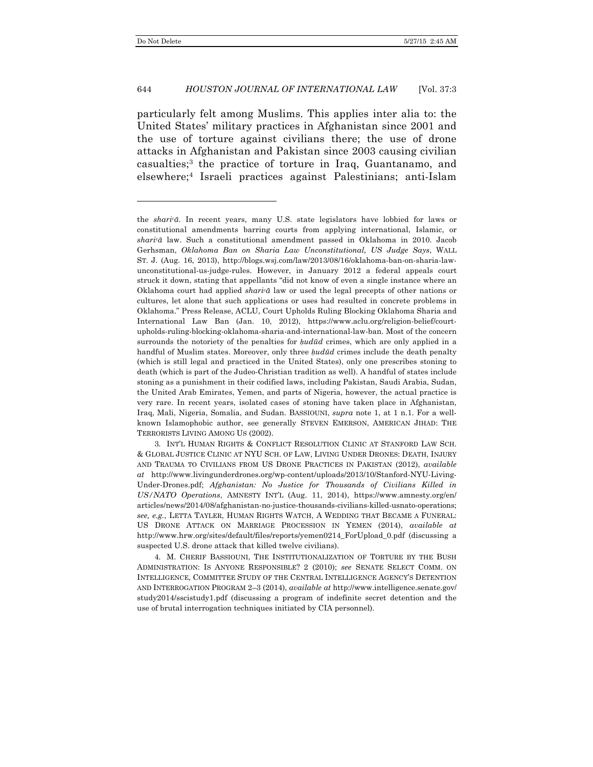particularly felt among Muslims. This applies inter alia to: the United States' military practices in Afghanistan since 2001 and the use of torture against civilians there; the use of drone attacks in Afghanistan and Pakistan since 2003 causing civilian casualties;[3] the practice of torture in Iraq, Guantanamo, and elsewhere;[4] Israeli practices against Palestinians; anti-Islam

---

the *sharīʿā*. In recent years, many U.S. state legislators have lobbied for laws or constitutional amendments barring courts from applying international, Islamic, or *sharīʿā* law. Such a constitutional amendment passed in Oklahoma in 2010. Jacob Gerhsman, *Oklahoma Ban on Sharia Law Unconstitutional, US Judge Says*, WALL ST. J. (Aug. 16, 2013), http://blogs.wsj.com/law/2013/08/16/oklahoma-ban-on-sharia-law-unconstitutional-us-judge-rules. However, in January 2012 a federal appeals court struck it down, stating that appellants "did not know of even a single instance where an Oklahoma court had applied *sharīʿā* law or used the legal precepts of other nations or cultures, let alone that such applications or uses had resulted in concrete problems in Oklahoma." Press Release, ACLU, Court Upholds Ruling Blocking Oklahoma Sharia and International Law Ban (Jan. 10, 2012), https://www.aclu.org/religion-belief/court-upholds-ruling-blocking-oklahoma-sharia-and-international-law-ban. Most of the concern surrounds the notoriety of the penalties for *ḥudūd* crimes, which are only applied in a handful of Muslim states. Moreover, only three *ḥudūd* crimes include the death penalty (which is still legal and practiced in the United States), only one prescribes stoning to death (which is part of the Judeo-Christian tradition as well). A handful of states include stoning as a punishment in their codified laws, including Pakistan, Saudi Arabia, Sudan, the United Arab Emirates, Yemen, and parts of Nigeria, however, the actual practice is very rare. In recent years, isolated cases of stoning have taken place in Afghanistan, Iraq, Mali, Nigeria, Somalia, and Sudan. BASSIOUNI, *supra* note 1, at 1 n.1. For a well-known Islamophobic author, see generally STEVEN EMERSON, AMERICAN JIHAD: THE TERRORISTS LIVING AMONG US (2002).

3. INT'L HUMAN RIGHTS & CONFLICT RESOLUTION CLINIC AT STANFORD LAW SCH. & GLOBAL JUSTICE CLINIC AT NYU SCH. OF LAW, LIVING UNDER DRONES: DEATH, INJURY AND TRAUMA TO CIVILIANS FROM US DRONE PRACTICES IN PAKISTAN (2012), *available at* http://www.livingunderdrones.org/wp-content/uploads/2013/10/Stanford-NYU-Living-Under-Drones.pdf; *Afghanistan: No Justice for Thousands of Civilians Killed in US/NATO Operations*, AMNESTY INT'L (Aug. 11, 2014), https://www.amnesty.org/en/articles/news/2014/08/afghanistan-no-justice-thousands-civilians-killed-usnato-operations; *see, e.g.*, LETTA TAYLER, HUMAN RIGHTS WATCH, A WEDDING THAT BECAME A FUNERAL: US DRONE ATTACK ON MARRIAGE PROCESSION IN YEMEN (2014), *available at* http://www.hrw.org/sites/default/files/reports/yemen0214_ForUpload_0.pdf (discussing a suspected U.S. drone attack that killed twelve civilians).

4. M. CHERIF BASSIOUNI, THE INSTITUTIONALIZATION OF TORTURE BY THE BUSH ADMINISTRATION: IS ANYONE RESPONSIBLE? 2 (2010); *see* SENATE SELECT COMM. ON INTELLIGENCE, COMMITTEE STUDY OF THE CENTRAL INTELLIGENCE AGENCY'S DETENTION AND INTERROGATION PROGRAM 2–3 (2014), *available at* http://www.intelligence.senate.gov/study2014/sscistudy1.pdf (discussing a program of indefinite secret detention and the use of brutal interrogation techniques initiated by CIA personnel).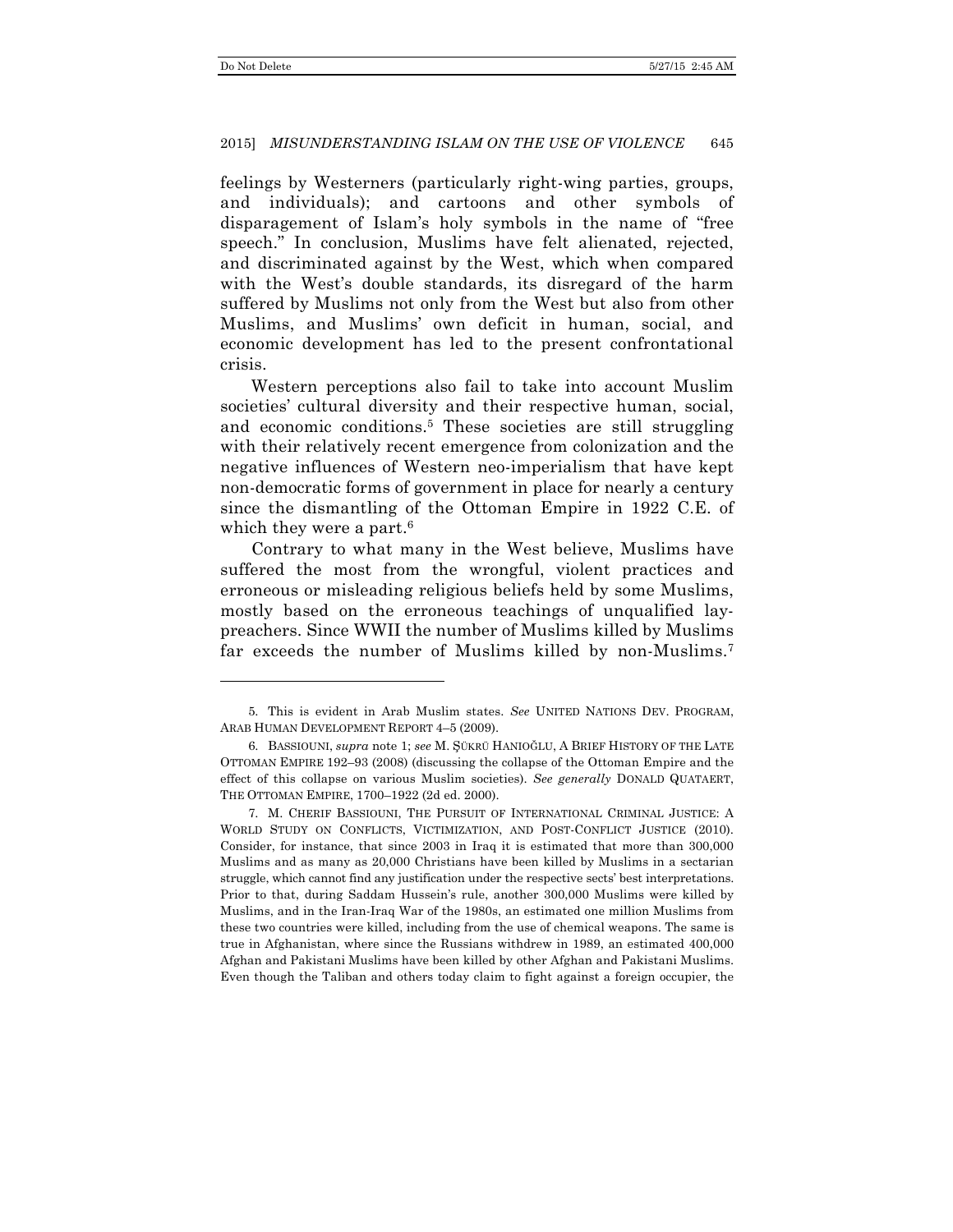feelings by Westerners (particularly right-wing parties, groups, and individuals); and cartoons and other symbols of disparagement of Islam's holy symbols in the name of "free speech." In conclusion, Muslims have felt alienated, rejected, and discriminated against by the West, which when compared with the West's double standards, its disregard of the harm suffered by Muslims not only from the West but also from other Muslims, and Muslims' own deficit in human, social, and economic development has led to the present confrontational crisis.

Western perceptions also fail to take into account Muslim societies' cultural diversity and their respective human, social, and economic conditions.[5] These societies are still struggling with their relatively recent emergence from colonization and the negative influences of Western neo-imperialism that have kept non-democratic forms of government in place for nearly a century since the dismantling of the Ottoman Empire in 1922 C.E. of which they were a part.[6]

Contrary to what many in the West believe, Muslims have suffered the most from the wrongful, violent practices and erroneous or misleading religious beliefs held by some Muslims, mostly based on the erroneous teachings of unqualified lay-preachers. Since WWII the number of Muslims killed by Muslims far exceeds the number of Muslims killed by non-Muslims.[7]

---

5. This is evident in Arab Muslim states. *See* UNITED NATIONS DEV. PROGRAM, ARAB HUMAN DEVELOPMENT REPORT 4–5 (2009).

6. BASSIOUNI, *supra* note 1; *see* M. ŞÜKRÜ HANIOĞLU, A BRIEF HISTORY OF THE LATE OTTOMAN EMPIRE 192–93 (2008) (discussing the collapse of the Ottoman Empire and the effect of this collapse on various Muslim societies). *See generally* DONALD QUATAERT, THE OTTOMAN EMPIRE, 1700–1922 (2d ed. 2000).

7. M. CHERIF BASSIOUNI, THE PURSUIT OF INTERNATIONAL CRIMINAL JUSTICE: A WORLD STUDY ON CONFLICTS, VICTIMIZATION, AND POST-CONFLICT JUSTICE (2010). Consider, for instance, that since 2003 in Iraq it is estimated that more than 300,000 Muslims and as many as 20,000 Christians have been killed by Muslims in a sectarian struggle, which cannot find any justification under the respective sects' best interpretations. Prior to that, during Saddam Hussein's rule, another 300,000 Muslims were killed by Muslims, and in the Iran-Iraq War of the 1980s, an estimated one million Muslims from these two countries were killed, including from the use of chemical weapons. The same is true in Afghanistan, where since the Russians withdrew in 1989, an estimated 400,000 Afghan and Pakistani Muslims have been killed by other Afghan and Pakistani Muslims. Even though the Taliban and others today claim to fight against a foreign occupier, the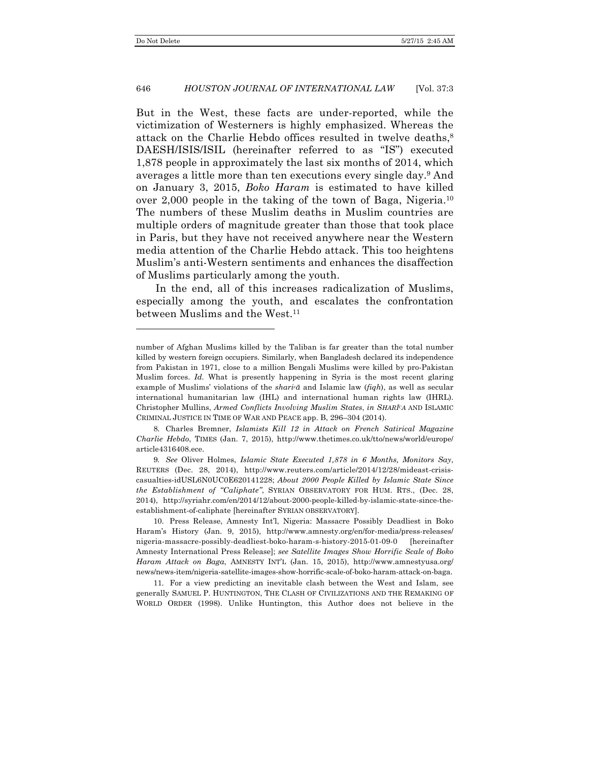But in the West, these facts are under-reported, while the victimization of Westerners is highly emphasized. Whereas the attack on the Charlie Hebdo offices resulted in twelve deaths,[8] DAESH/ISIS/ISIL (hereinafter referred to as "IS") executed 1,878 people in approximately the last six months of 2014, which averages a little more than ten executions every single day.[9] And on January 3, 2015, *Boko Haram* is estimated to have killed over 2,000 people in the taking of the town of Baga, Nigeria.[10] The numbers of these Muslim deaths in Muslim countries are multiple orders of magnitude greater than those that took place in Paris, but they have not received anywhere near the Western media attention of the Charlie Hebdo attack. This too heightens Muslim's anti-Western sentiments and enhances the disaffection of Muslims particularly among the youth.

In the end, all of this increases radicalization of Muslims, especially among the youth, and escalates the confrontation between Muslims and the West.[11]

---

number of Afghan Muslims killed by the Taliban is far greater than the total number killed by western foreign occupiers. Similarly, when Bangladesh declared its independence from Pakistan in 1971, close to a million Bengali Muslims were killed by pro-Pakistan Muslim forces. *Id.* What is presently happening in Syria is the most recent glaring example of Muslims' violations of the *shariʿā* and Islamic law (*fiqh*), as well as secular international humanitarian law (IHL) and international human rights law (IHRL). Christopher Mullins, *Armed Conflicts Involving Muslim States*, *in* SHARĪʿA AND ISLAMIC CRIMINAL JUSTICE IN TIME OF WAR AND PEACE app. B, 296–304 (2014).

8. Charles Bremner, *Islamists Kill 12 in Attack on French Satirical Magazine Charlie Hebdo*, TIMES (Jan. 7, 2015), http://www.thetimes.co.uk/tto/news/world/europe/article4316408.ece.

9. *See* Oliver Holmes, *Islamic State Executed 1,878 in 6 Months, Monitors Say*, REUTERS (Dec. 28, 2014), http://www.reuters.com/article/2014/12/28/mideast-crisis-casualties-idUSL6N0UC0E620141228; *About 2000 People Killed by Islamic State Since the Establishment of "Caliphate"*, SYRIAN OBSERVATORY FOR HUM. RTS., (Dec. 28, 2014), http://syriahr.com/en/2014/12/about-2000-people-killed-by-islamic-state-since-the-establishment-of-caliphate [hereinafter SYRIAN OBSERVATORY].

10. Press Release, Amnesty Int'l, Nigeria: Massacre Possibly Deadliest in Boko Haram's History (Jan. 9, 2015), http://www.amnesty.org/en/for-media/press-releases/nigeria-massacre-possibly-deadliest-boko-haram-s-history-2015-01-09-0 [hereinafter Amnesty International Press Release]; *see Satellite Images Show Horrific Scale of Boko Haram Attack on Baga*, AMNESTY INT'L (Jan. 15, 2015), http://www.amnestyusa.org/news/news-item/nigeria-satellite-images-show-horrific-scale-of-boko-haram-attack-on-baga.

11. For a view predicting an inevitable clash between the West and Islam, see generally SAMUEL P. HUNTINGTON, THE CLASH OF CIVILIZATIONS AND THE REMAKING OF WORLD ORDER (1998). Unlike Huntington, this Author does not believe in the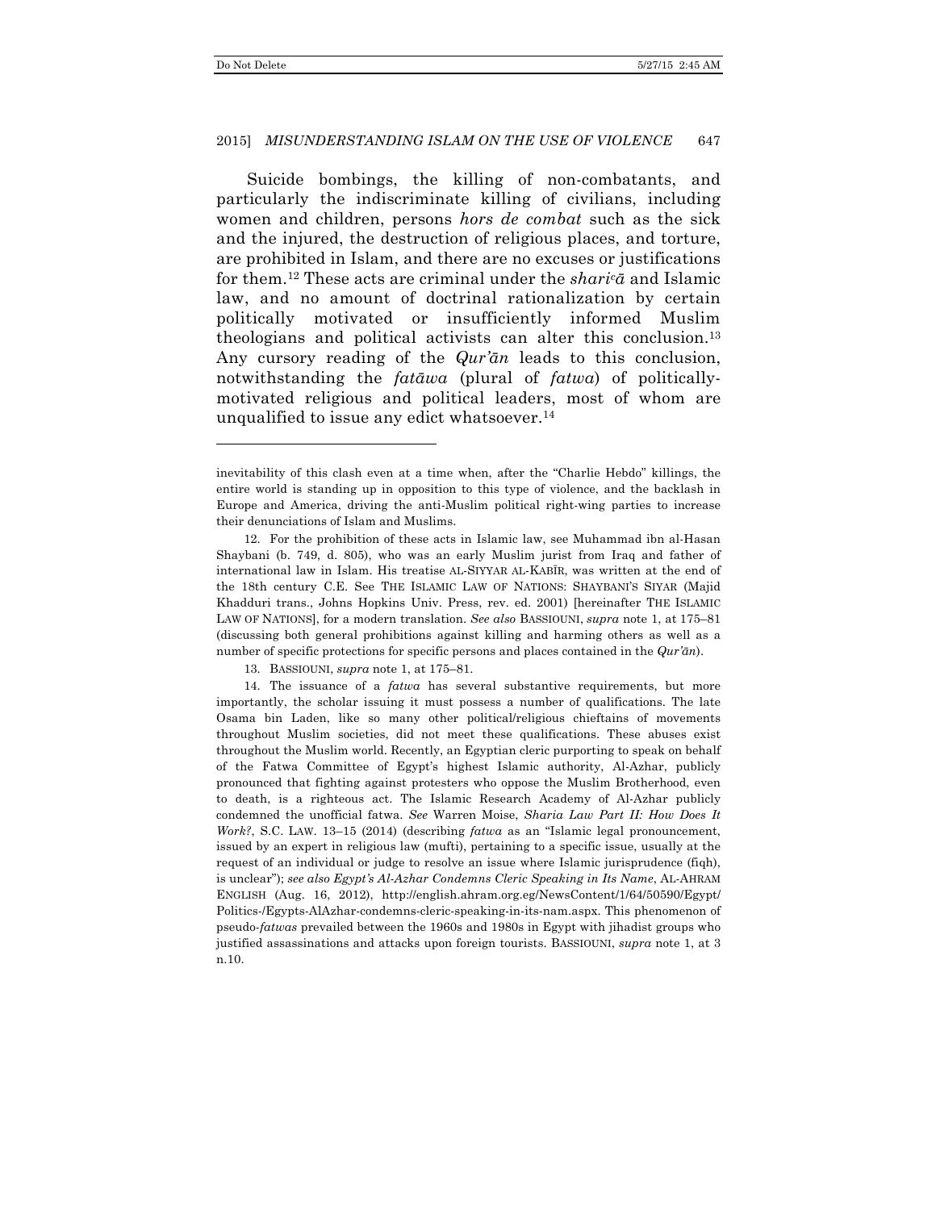Suicide bombings, the killing of non-combatants, and particularly the indiscriminate killing of civilians, including women and children, persons *hors de combat* such as the sick and the injured, the destruction of religious places, and torture, are prohibited in Islam, and there are no excuses or justifications for them.[12] These acts are criminal under the *shariᶜā* and Islamic law, and no amount of doctrinal rationalization by certain politically motivated or insufficiently informed Muslim theologians and political activists can alter this conclusion.[13] Any cursory reading of the *Qur'ān* leads to this conclusion, notwithstanding the *fatāwa* (plural of *fatwa*) of politically-motivated religious and political leaders, most of whom are unqualified to issue any edict whatsoever.[14]

---

inevitability of this clash even at a time when, after the "Charlie Hebdo" killings, the entire world is standing up in opposition to this type of violence, and the backlash in Europe and America, driving the anti-Muslim political right-wing parties to increase their denunciations of Islam and Muslims.

12. For the prohibition of these acts in Islamic law, see Muhammad ibn al-Hasan Shaybani (b. 749, d. 805), who was an early Muslim jurist from Iraq and father of international law in Islam. His treatise AL-SIYYAR AL-KABĪR, was written at the end of the 18th century C.E. See THE ISLAMIC LAW OF NATIONS: SHAYBANI'S SIYAR (Majid Khadduri trans., Johns Hopkins Univ. Press, rev. ed. 2001) [hereinafter THE ISLAMIC LAW OF NATIONS], for a modern translation. *See also* BASSIOUNI, *supra* note 1, at 175–81 (discussing both general prohibitions against killing and harming others as well as a number of specific protections for specific persons and places contained in the *Qur'ān*).

13. BASSIOUNI, *supra* note 1, at 175–81.

14. The issuance of a *fatwa* has several substantive requirements, but more importantly, the scholar issuing it must possess a number of qualifications. The late Osama bin Laden, like so many other political/religious chieftains of movements throughout Muslim societies, did not meet these qualifications. These abuses exist throughout the Muslim world. Recently, an Egyptian cleric purporting to speak on behalf of the Fatwa Committee of Egypt's highest Islamic authority, Al-Azhar, publicly pronounced that fighting against protesters who oppose the Muslim Brotherhood, even to death, is a righteous act. The Islamic Research Academy of Al-Azhar publicly condemned the unofficial fatwa. *See* Warren Moise, *Sharia Law Part II: How Does It Work?*, S.C. LAW. 13–15 (2014) (describing *fatwa* as an "Islamic legal pronouncement, issued by an expert in religious law (mufti), pertaining to a specific issue, usually at the request of an individual or judge to resolve an issue where Islamic jurisprudence (fiqh), is unclear"); *see also Egypt's Al-Azhar Condemns Cleric Speaking in Its Name*, AL-AHRAM ENGLISH (Aug. 16, 2012), http://english.ahram.org.eg/NewsContent/1/64/50590/Egypt/Politics-/Egypts-AlAzhar-condemns-cleric-speaking-in-its-nam.aspx. This phenomenon of pseudo-*fatwas* prevailed between the 1960s and 1980s in Egypt with jihadist groups who justified assassinations and attacks upon foreign tourists. BASSIOUNI, *supra* note 1, at 3 n.10.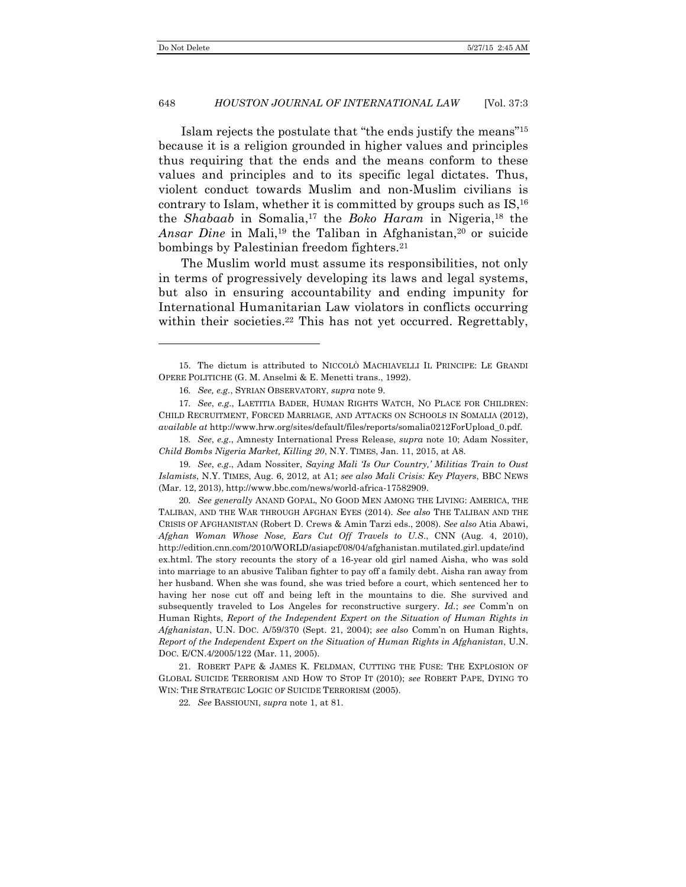Islam rejects the postulate that "the ends justify the means"[15] because it is a religion grounded in higher values and principles thus requiring that the ends and the means conform to these values and principles and to its specific legal dictates. Thus, violent conduct towards Muslim and non-Muslim civilians is contrary to Islam, whether it is committed by groups such as IS,[16] the *Shabaab* in Somalia,[17] the *Boko Haram* in Nigeria,[18] the *Ansar Dine* in Mali,[19] the Taliban in Afghanistan,[20] or suicide bombings by Palestinian freedom fighters.[21]

The Muslim world must assume its responsibilities, not only in terms of progressively developing its laws and legal systems, but also in ensuring accountability and ending impunity for International Humanitarian Law violators in conflicts occurring within their societies.[22] This has not yet occurred. Regrettably,

---

15. The dictum is attributed to NICCOLÒ MACHIAVELLI IL PRINCIPE: LE GRANDI OPERE POLITICHE (G. M. Anselmi & E. Menetti trans., 1992).

16. *See, e.g.*, SYRIAN OBSERVATORY, *supra* note 9.

17. *See*, *e.g*., LAETITIA BADER, HUMAN RIGHTS WATCH, NO PLACE FOR CHILDREN: CHILD RECRUITMENT, FORCED MARRIAGE, AND ATTACKS ON SCHOOLS IN SOMALIA (2012), *available at* http://www.hrw.org/sites/default/files/reports/somalia0212ForUpload_0.pdf.

18. *See*, *e.g*., Amnesty International Press Release, *supra* note 10; Adam Nossiter, *Child Bombs Nigeria Market, Killing 20*, N.Y. TIMES, Jan. 11, 2015, at A8.

19. *See*, *e.g*., Adam Nossiter, *Saying Mali 'Is Our Country,' Militias Train to Oust Islamists*, N.Y. TIMES, Aug. 6, 2012, at A1; *see also Mali Crisis: Key Players*, BBC NEWS (Mar. 12, 2013), http://www.bbc.com/news/world-africa-17582909.

20. *See generally* ANAND GOPAL, NO GOOD MEN AMONG THE LIVING: AMERICA, THE TALIBAN, AND THE WAR THROUGH AFGHAN EYES (2014). *See also* THE TALIBAN AND THE CRISIS OF AFGHANISTAN (Robert D. Crews & Amin Tarzi eds., 2008). *See also* Atia Abawi, *Afghan Woman Whose Nose, Ears Cut Off Travels to U.S*., CNN (Aug. 4, 2010), http://edition.cnn.com/2010/WORLD/asiapcf/08/04/afghanistan.mutilated.girl.update/index.html. The story recounts the story of a 16-year old girl named Aisha, who was sold into marriage to an abusive Taliban fighter to pay off a family debt. Aisha ran away from her husband. When she was found, she was tried before a court, which sentenced her to having her nose cut off and being left in the mountains to die. She survived and subsequently traveled to Los Angeles for reconstructive surgery. *Id.*; *see* Comm'n on Human Rights, *Report of the Independent Expert on the Situation of Human Rights in Afghanistan*, U.N. DOC. A/59/370 (Sept. 21, 2004); *see also* Comm'n on Human Rights, *Report of the Independent Expert on the Situation of Human Rights in Afghanistan*, U.N. DOC. E/CN.4/2005/122 (Mar. 11, 2005).

21. ROBERT PAPE & JAMES K. FELDMAN, CUTTING THE FUSE: THE EXPLOSION OF GLOBAL SUICIDE TERRORISM AND HOW TO STOP IT (2010); *see* ROBERT PAPE, DYING TO WIN: THE STRATEGIC LOGIC OF SUICIDE TERRORISM (2005).

22. *See* BASSIOUNI, *supra* note 1, at 81.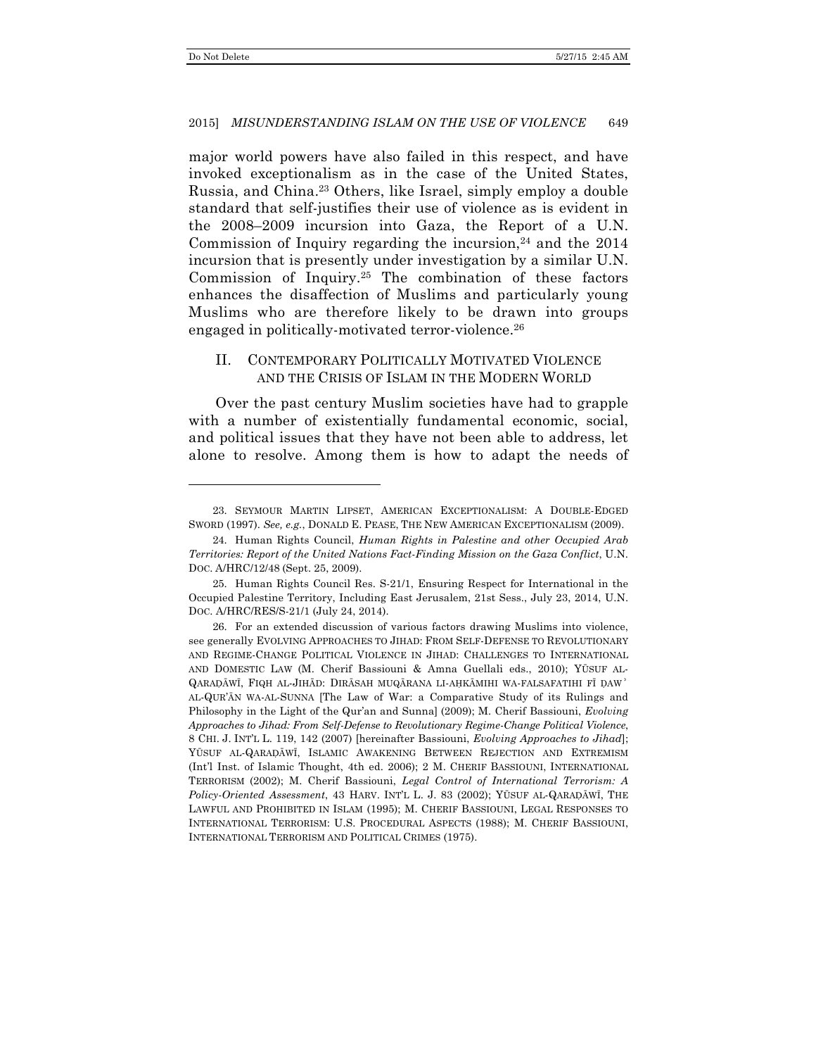major world powers have also failed in this respect, and have invoked exceptionalism as in the case of the United States, Russia, and China.[23] Others, like Israel, simply employ a double standard that self-justifies their use of violence as is evident in the 2008–2009 incursion into Gaza, the Report of a U.N. Commission of Inquiry regarding the incursion,[24] and the 2014 incursion that is presently under investigation by a similar U.N. Commission of Inquiry.[25] The combination of these factors enhances the disaffection of Muslims and particularly young Muslims who are therefore likely to be drawn into groups engaged in politically-motivated terror-violence.[26]

## II. CONTEMPORARY POLITICALLY MOTIVATED VIOLENCE AND THE CRISIS OF ISLAM IN THE MODERN WORLD

Over the past century Muslim societies have had to grapple with a number of existentially fundamental economic, social, and political issues that they have not been able to address, let alone to resolve. Among them is how to adapt the needs of

---

23. SEYMOUR MARTIN LIPSET, AMERICAN EXCEPTIONALISM: A DOUBLE-EDGED SWORD (1997). *See, e.g.*, DONALD E. PEASE, THE NEW AMERICAN EXCEPTIONALISM (2009).

24. Human Rights Council, *Human Rights in Palestine and other Occupied Arab Territories: Report of the United Nations Fact-Finding Mission on the Gaza Conflict*, U.N. DOC. A/HRC/12/48 (Sept. 25, 2009).

25. Human Rights Council Res. S-21/1, Ensuring Respect for International in the Occupied Palestine Territory, Including East Jerusalem, 21st Sess., July 23, 2014, U.N. DOC. A/HRC/RES/S-21/1 (July 24, 2014).

26. For an extended discussion of various factors drawing Muslims into violence, see generally EVOLVING APPROACHES TO JIHAD: FROM SELF-DEFENSE TO REVOLUTIONARY AND REGIME-CHANGE POLITICAL VIOLENCE IN JIHAD: CHALLENGES TO INTERNATIONAL AND DOMESTIC LAW (M. Cherif Bassiouni & Amna Guellali eds., 2010); YŪSUF AL-QARAḌĀWĪ, FIQH AL-JIHĀD: DIRĀSAH MUQĀRANA LI-AḤKĀMIHI WA-FALSAFATIHI FĪ ḌAW᾿ AL-QUR'ĀN WA-AL-SUNNA [The Law of War: a Comparative Study of its Rulings and Philosophy in the Light of the Qur'an and Sunna] (2009); M. Cherif Bassiouni, *Evolving Approaches to Jihad: From Self-Defense to Revolutionary Regime-Change Political Violence*, 8 CHI. J. INT'L L. 119, 142 (2007) [hereinafter Bassiouni, *Evolving Approaches to Jihad*]; YŪSUF AL-QARAḌĀWĪ, ISLAMIC AWAKENING BETWEEN REJECTION AND EXTREMISM (Int'l Inst. of Islamic Thought, 4th ed. 2006); 2 M. CHERIF BASSIOUNI, INTERNATIONAL TERRORISM (2002); M. Cherif Bassiouni, *Legal Control of International Terrorism: A Policy-Oriented Assessment*, 43 HARV. INT'L L. J. 83 (2002); YŪSUF AL-QARAḌĀWĪ, THE LAWFUL AND PROHIBITED IN ISLAM (1995); M. CHERIF BASSIOUNI, LEGAL RESPONSES TO INTERNATIONAL TERRORISM: U.S. PROCEDURAL ASPECTS (1988); M. CHERIF BASSIOUNI, INTERNATIONAL TERRORISM AND POLITICAL CRIMES (1975).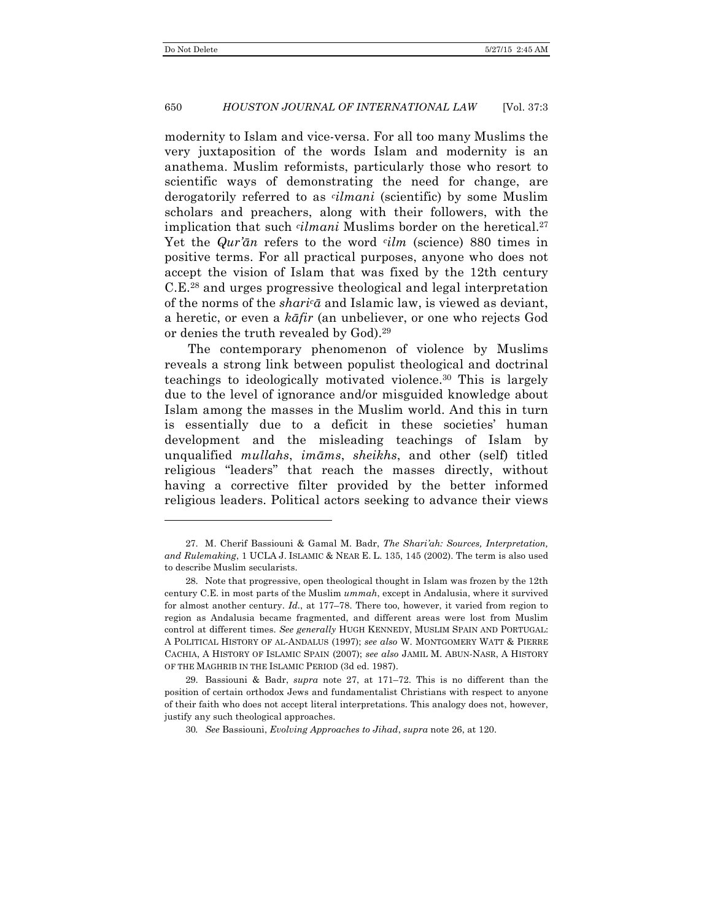modernity to Islam and vice-versa. For all too many Muslims the very juxtaposition of the words Islam and modernity is an anathema. Muslim reformists, particularly those who resort to scientific ways of demonstrating the need for change, are derogatorily referred to as *ᶜilmani* (scientific) by some Muslim scholars and preachers, along with their followers, with the implication that such *ᶜilmani* Muslims border on the heretical.[27] Yet the *Qur'ān* refers to the word *ᶜilm* (science) 880 times in positive terms. For all practical purposes, anyone who does not accept the vision of Islam that was fixed by the 12th century C.E.[28] and urges progressive theological and legal interpretation of the norms of the *shariᶜā* and Islamic law, is viewed as deviant, a heretic, or even a *kāfir* (an unbeliever, or one who rejects God or denies the truth revealed by God).[29]

The contemporary phenomenon of violence by Muslims reveals a strong link between populist theological and doctrinal teachings to ideologically motivated violence.[30] This is largely due to the level of ignorance and/or misguided knowledge about Islam among the masses in the Muslim world. And this in turn is essentially due to a deficit in these societies' human development and the misleading teachings of Islam by unqualified *mullahs*, *imāms*, *sheikhs*, and other (self) titled religious "leaders" that reach the masses directly, without having a corrective filter provided by the better informed religious leaders. Political actors seeking to advance their views

---

27. M. Cherif Bassiouni & Gamal M. Badr, *The Shari'ah: Sources, Interpretation, and Rulemaking*, 1 UCLA J. ISLAMIC & NEAR E. L. 135, 145 (2002). The term is also used to describe Muslim secularists.

28. Note that progressive, open theological thought in Islam was frozen by the 12th century C.E. in most parts of the Muslim *ummah*, except in Andalusia, where it survived for almost another century. *Id.*, at 177–78. There too, however, it varied from region to region as Andalusia became fragmented, and different areas were lost from Muslim control at different times. *See generally* HUGH KENNEDY, MUSLIM SPAIN AND PORTUGAL: A POLITICAL HISTORY OF AL-ANDALUS (1997); *see also* W. MONTGOMERY WATT & PIERRE CACHIA, A HISTORY OF ISLAMIC SPAIN (2007); *see also* JAMIL M. ABUN-NASR, A HISTORY OF THE MAGHRIB IN THE ISLAMIC PERIOD (3d ed. 1987).

29. Bassiouni & Badr, *supra* note 27, at 171–72. This is no different than the position of certain orthodox Jews and fundamentalist Christians with respect to anyone of their faith who does not accept literal interpretations. This analogy does not, however, justify any such theological approaches.

30. *See* Bassiouni, *Evolving Approaches to Jihad*, *supra* note 26, at 120.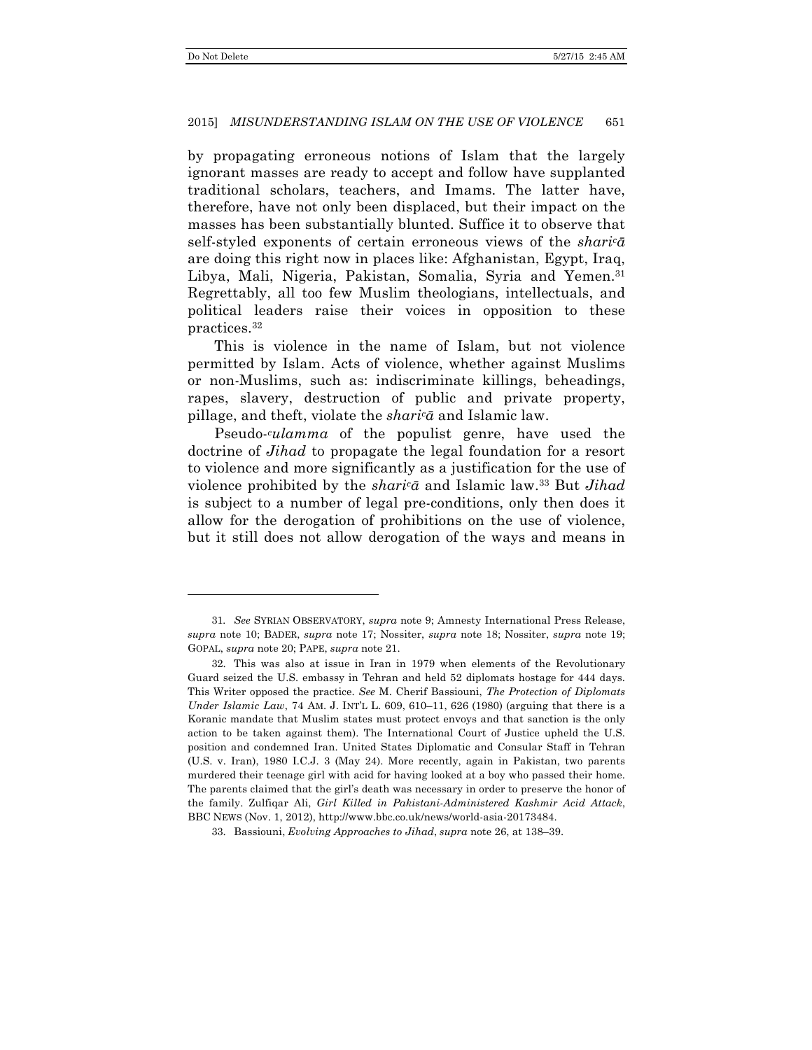by propagating erroneous notions of Islam that the largely ignorant masses are ready to accept and follow have supplanted traditional scholars, teachers, and Imams. The latter have, therefore, have not only been displaced, but their impact on the masses has been substantially blunted. Suffice it to observe that self-styled exponents of certain erroneous views of the *shariᶜā* are doing this right now in places like: Afghanistan, Egypt, Iraq, Libya, Mali, Nigeria, Pakistan, Somalia, Syria and Yemen.[31] Regrettably, all too few Muslim theologians, intellectuals, and political leaders raise their voices in opposition to these practices.[32]

This is violence in the name of Islam, but not violence permitted by Islam. Acts of violence, whether against Muslims or non-Muslims, such as: indiscriminate killings, beheadings, rapes, slavery, destruction of public and private property, pillage, and theft, violate the *shariᶜā* and Islamic law.

Pseudo-*ᶜulamma* of the populist genre, have used the doctrine of *Jihad* to propagate the legal foundation for a resort to violence and more significantly as a justification for the use of violence prohibited by the *shariᶜā* and Islamic law.[33] But *Jihad* is subject to a number of legal pre-conditions, only then does it allow for the derogation of prohibitions on the use of violence, but it still does not allow derogation of the ways and means in

---

31. *See* SYRIAN OBSERVATORY, *supra* note 9; Amnesty International Press Release, *supra* note 10; BADER, *supra* note 17; Nossiter, *supra* note 18; Nossiter, *supra* note 19; GOPAL, *supra* note 20; PAPE, *supra* note 21.

32. This was also at issue in Iran in 1979 when elements of the Revolutionary Guard seized the U.S. embassy in Tehran and held 52 diplomats hostage for 444 days. This Writer opposed the practice. *See* M. Cherif Bassiouni, *The Protection of Diplomats Under Islamic Law*, 74 AM. J. INT'L L. 609, 610–11, 626 (1980) (arguing that there is a Koranic mandate that Muslim states must protect envoys and that sanction is the only action to be taken against them). The International Court of Justice upheld the U.S. position and condemned Iran. United States Diplomatic and Consular Staff in Tehran (U.S. v. Iran), 1980 I.C.J. 3 (May 24). More recently, again in Pakistan, two parents murdered their teenage girl with acid for having looked at a boy who passed their home. The parents claimed that the girl's death was necessary in order to preserve the honor of the family. Zulfiqar Ali, *Girl Killed in Pakistani-Administered Kashmir Acid Attack*, BBC NEWS (Nov. 1, 2012), http://www.bbc.co.uk/news/world-asia-20173484.

33. Bassiouni, *Evolving Approaches to Jihad*, *supra* note 26, at 138–39.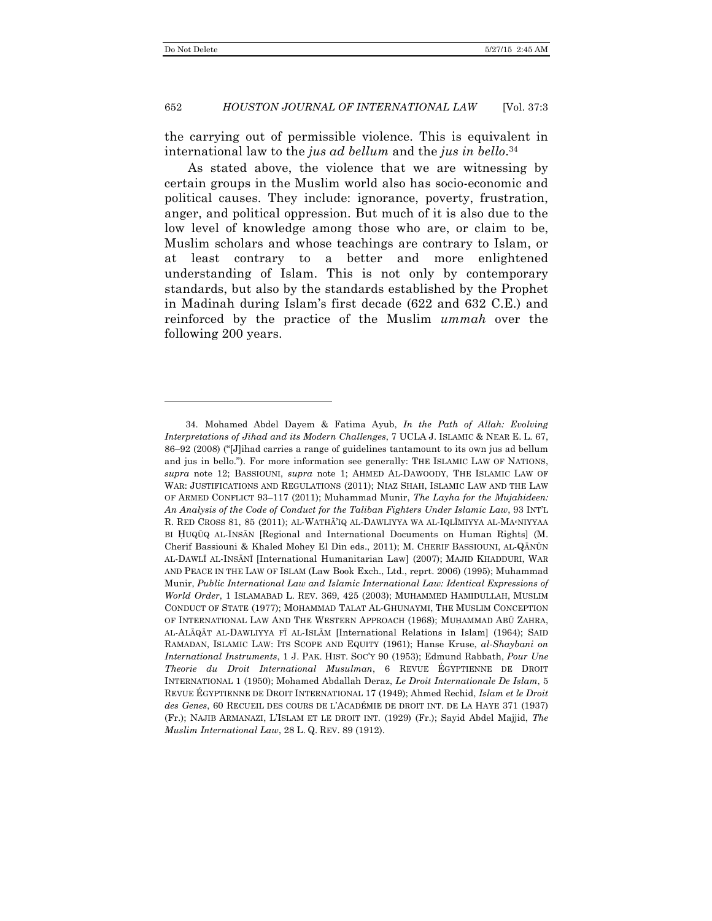the carrying out of permissible violence. This is equivalent in international law to the *jus ad bellum* and the *jus in bello*.[34]

As stated above, the violence that we are witnessing by certain groups in the Muslim world also has socio-economic and political causes. They include: ignorance, poverty, frustration, anger, and political oppression. But much of it is also due to the low level of knowledge among those who are, or claim to be, Muslim scholars and whose teachings are contrary to Islam, or at least contrary to a better and more enlightened understanding of Islam. This is not only by contemporary standards, but also by the standards established by the Prophet in Madinah during Islam's first decade (622 and 632 C.E.) and reinforced by the practice of the Muslim *ummah* over the following 200 years.

---

34. Mohamed Abdel Dayem & Fatima Ayub, *In the Path of Allah: Evolving Interpretations of Jihad and its Modern Challenges*, 7 UCLA J. ISLAMIC & NEAR E. L. 67, 86–92 (2008) ("[J]ihad carries a range of guidelines tantamount to its own jus ad bellum and jus in bello."). For more information see generally: THE ISLAMIC LAW OF NATIONS, *supra* note 12; BASSIOUNI, *supra* note 1; AHMED AL-DAWOODY, THE ISLAMIC LAW OF WAR: JUSTIFICATIONS AND REGULATIONS (2011); NIAZ SHAH, ISLAMIC LAW AND THE LAW OF ARMED CONFLICT 93–117 (2011); Muhammad Munir, *The Layha for the Mujahideen: An Analysis of the Code of Conduct for the Taliban Fighters Under Islamic Law*, 93 INT'L R. RED CROSS 81, 85 (2011); AL-WATHĀ'IQ AL-DAWLIYYA WA AL-IQLĪMIYYA AL-MAʿNIYYAA BI ḤUQŪQ AL-INSĀN [Regional and International Documents on Human Rights] (M. Cherif Bassiouni & Khaled Mohey El Din eds., 2011); M. CHERIF BASSIOUNI, AL-QĀNŪN AL-DAWLĪ AL-INSĀNĪ [International Humanitarian Law] (2007); MAJID KHADDURI, WAR AND PEACE IN THE LAW OF ISLAM (Law Book Exch., Ltd., reprt. 2006) (1995); Muhammad Munir, *Public International Law and Islamic International Law: Identical Expressions of World Order*, 1 ISLAMABAD L. REV. 369, 425 (2003); MUHAMMED HAMIDULLAH, MUSLIM CONDUCT OF STATE (1977); MOHAMMAD TALAT AL-GHUNAYMI, THE MUSLIM CONCEPTION OF INTERNATIONAL LAW AND THE WESTERN APPROACH (1968); MUḤAMMAD ABŪ ZAHRA, AL-ALĀQĀT AL-DAWLIYYA FĪ AL-ISLĀM [International Relations in Islam] (1964); SAID RAMADAN, ISLAMIC LAW: ITS SCOPE AND EQUITY (1961); Hanse Kruse, *al-Shaybani on International Instruments*, 1 J. PAK. HIST. SOC'Y 90 (1953); Edmund Rabbath, *Pour Une Theorie du Droit International Musulman*, 6 REVUE ÉGYPTIENNE DE DROIT INTERNATIONAL 1 (1950); Mohamed Abdallah Deraz, *Le Droit Internationale De Islam*, 5 REVUE ÉGYPTIENNE DE DROIT INTERNATIONAL 17 (1949); Ahmed Rechid, *Islam et le Droit des Genes*, 60 RECUEIL DES COURS DE L'ACADÉMIE DE DROIT INT. DE LA HAYE 371 (1937) (Fr.); NAJIB ARMANAZI, L'ISLAM ET LE DROIT INT. (1929) (Fr.); Sayid Abdel Majjid, *The Muslim International Law*, 28 L. Q. REV. 89 (1912).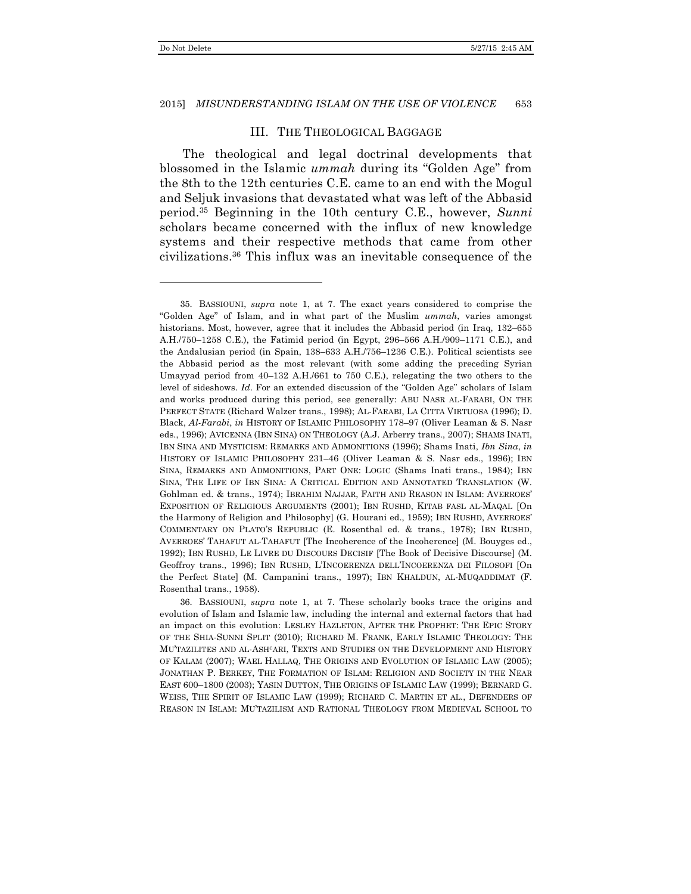## III. THE THEOLOGICAL BAGGAGE

The theological and legal doctrinal developments that blossomed in the Islamic *ummah* during its "Golden Age" from the 8th to the 12th centuries C.E. came to an end with the Mogul and Seljuk invasions that devastated what was left of the Abbasid period.[35] Beginning in the 10th century C.E., however, *Sunni* scholars became concerned with the influx of new knowledge systems and their respective methods that came from other civilizations.[36] This influx was an inevitable consequence of the

---

35. BASSIOUNI, *supra* note 1, at 7. The exact years considered to comprise the "Golden Age" of Islam, and in what part of the Muslim *ummah*, varies amongst historians. Most, however, agree that it includes the Abbasid period (in Iraq, 132–655 A.H./750–1258 C.E.), the Fatimid period (in Egypt, 296–566 A.H./909–1171 C.E.), and the Andalusian period (in Spain, 138–633 A.H./756–1236 C.E.). Political scientists see the Abbasid period as the most relevant (with some adding the preceding Syrian Umayyad period from 40–132 A.H./661 to 750 C.E.), relegating the two others to the level of sideshows. *Id*. For an extended discussion of the "Golden Age" scholars of Islam and works produced during this period, see generally: ABU NASR AL-FARABI, ON THE PERFECT STATE (Richard Walzer trans., 1998); AL-FARABI, LA CITTA VIRTUOSA (1996); D. Black, *Al-Farabi*, *in* HISTORY OF ISLAMIC PHILOSOPHY 178–97 (Oliver Leaman & S. Nasr eds., 1996); AVICENNA (IBN SINA) ON THEOLOGY (A.J. Arberry trans., 2007); SHAMS INATI, IBN SINA AND MYSTICISM: REMARKS AND ADMONITIONS (1996); Shams Inati, *Ibn Sina*, *in* HISTORY OF ISLAMIC PHILOSOPHY 231–46 (Oliver Leaman & S. Nasr eds., 1996); IBN SINA, REMARKS AND ADMONITIONS, PART ONE: LOGIC (Shams Inati trans., 1984); IBN SINA, THE LIFE OF IBN SINA: A CRITICAL EDITION AND ANNOTATED TRANSLATION (W. Gohlman ed. & trans., 1974); IBRAHIM NAJJAR, FAITH AND REASON IN ISLAM: AVERROES' EXPOSITION OF RELIGIOUS ARGUMENTS (2001); IBN RUSHD, KITAB FASL AL-MAQAL [On the Harmony of Religion and Philosophy] (G. Hourani ed., 1959); IBN RUSHD, AVERROES' COMMENTARY ON PLATO'S REPUBLIC (E. Rosenthal ed. & trans., 1978); IBN RUSHD, AVERROES' TAHAFUT AL-TAHAFUT [The Incoherence of the Incoherence] (M. Bouyges ed., 1992); IBN RUSHD, LE LIVRE DU DISCOURS DECISIF [The Book of Decisive Discourse] (M. Geoffroy trans., 1996); IBN RUSHD, L'INCOERENZA DELL'INCOERENZA DEI FILOSOFI [On the Perfect State] (M. Campanini trans., 1997); IBN KHALDUN, AL-MUQADDIMAT (F. Rosenthal trans., 1958).

36. BASSIOUNI, *supra* note 1, at 7. These scholarly books trace the origins and evolution of Islam and Islamic law, including the internal and external factors that had an impact on this evolution: LESLEY HAZLETON, AFTER THE PROPHET: THE EPIC STORY OF THE SHIA-SUNNI SPLIT (2010); RICHARD M. FRANK, EARLY ISLAMIC THEOLOGY: THE MU'TAZILITES AND AL-ASHᶜARI, TEXTS AND STUDIES ON THE DEVELOPMENT AND HISTORY OF KALAM (2007); WAEL HALLAQ, THE ORIGINS AND EVOLUTION OF ISLAMIC LAW (2005); JONATHAN P. BERKEY, THE FORMATION OF ISLAM: RELIGION AND SOCIETY IN THE NEAR EAST 600–1800 (2003); YASIN DUTTON, THE ORIGINS OF ISLAMIC LAW (1999); BERNARD G. WEISS, THE SPIRIT OF ISLAMIC LAW (1999); RICHARD C. MARTIN ET AL., DEFENDERS OF REASON IN ISLAM: MU'TAZILISM AND RATIONAL THEOLOGY FROM MEDIEVAL SCHOOL TO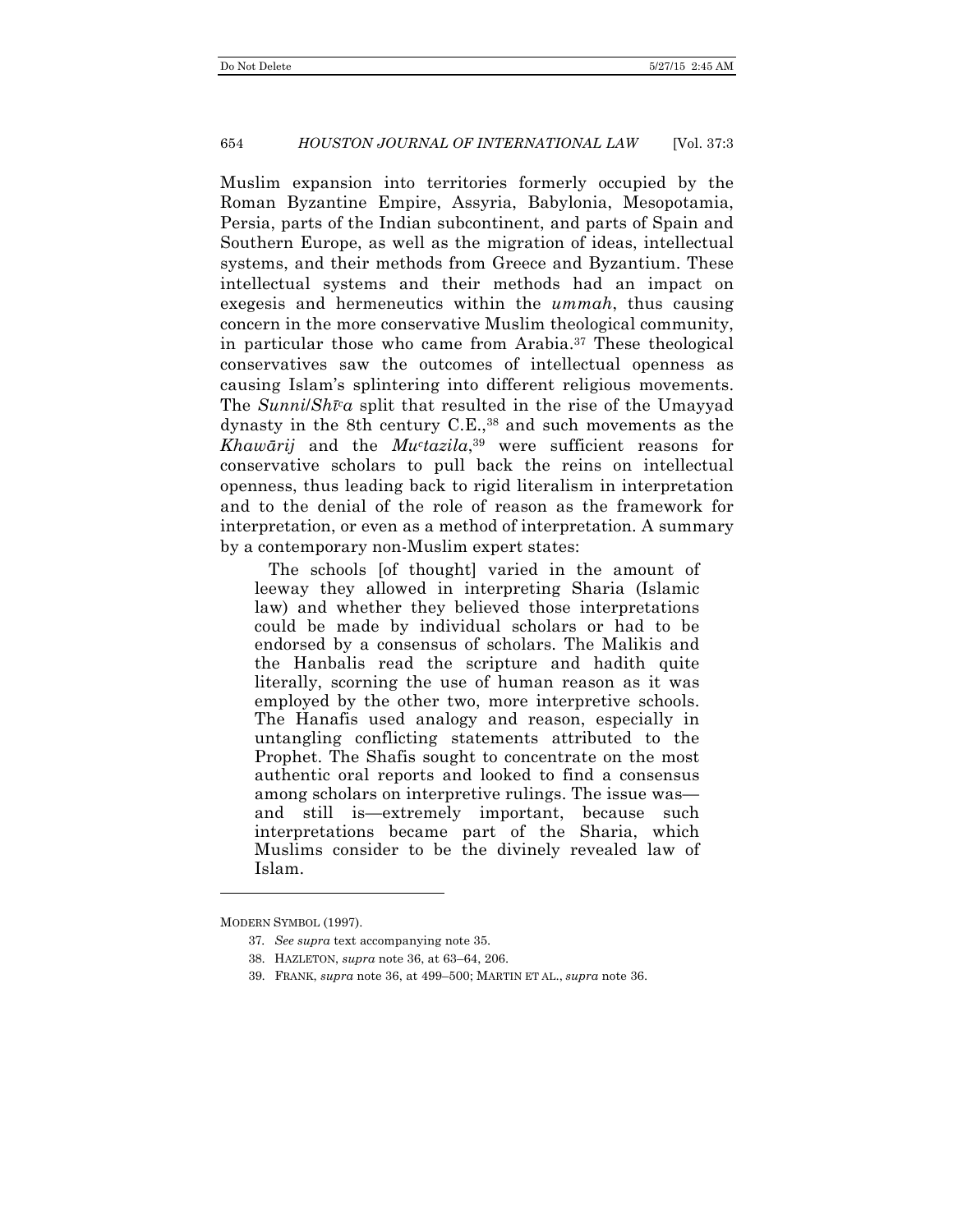Muslim expansion into territories formerly occupied by the Roman Byzantine Empire, Assyria, Babylonia, Mesopotamia, Persia, parts of the Indian subcontinent, and parts of Spain and Southern Europe, as well as the migration of ideas, intellectual systems, and their methods from Greece and Byzantium. These intellectual systems and their methods had an impact on exegesis and hermeneutics within the *ummah*, thus causing concern in the more conservative Muslim theological community, in particular those who came from Arabia.[37] These theological conservatives saw the outcomes of intellectual openness as causing Islam's splintering into different religious movements. The *Sunni*/*Shīʿa* split that resulted in the rise of the Umayyad dynasty in the 8th century C.E.,[38] and such movements as the *Khawārij* and the *Muʿtazila*,[39] were sufficient reasons for conservative scholars to pull back the reins on intellectual openness, thus leading back to rigid literalism in interpretation and to the denial of the role of reason as the framework for interpretation, or even as a method of interpretation. A summary by a contemporary non-Muslim expert states:

> The schools [of thought] varied in the amount of leeway they allowed in interpreting Sharia (Islamic law) and whether they believed those interpretations could be made by individual scholars or had to be endorsed by a consensus of scholars. The Malikis and the Hanbalis read the scripture and hadith quite literally, scorning the use of human reason as it was employed by the other two, more interpretive schools. The Hanafis used analogy and reason, especially in untangling conflicting statements attributed to the Prophet. The Shafis sought to concentrate on the most authentic oral reports and looked to find a consensus among scholars on interpretive rulings. The issue was—and still is—extremely important, because such interpretations became part of the Sharia, which Muslims consider to be the divinely revealed law of Islam.

---

MODERN SYMBOL (1997).

37. *See supra* text accompanying note 35.

38. HAZLETON, *supra* note 36, at 63–64, 206.

39. FRANK, *supra* note 36, at 499–500; MARTIN ET AL., *supra* note 36.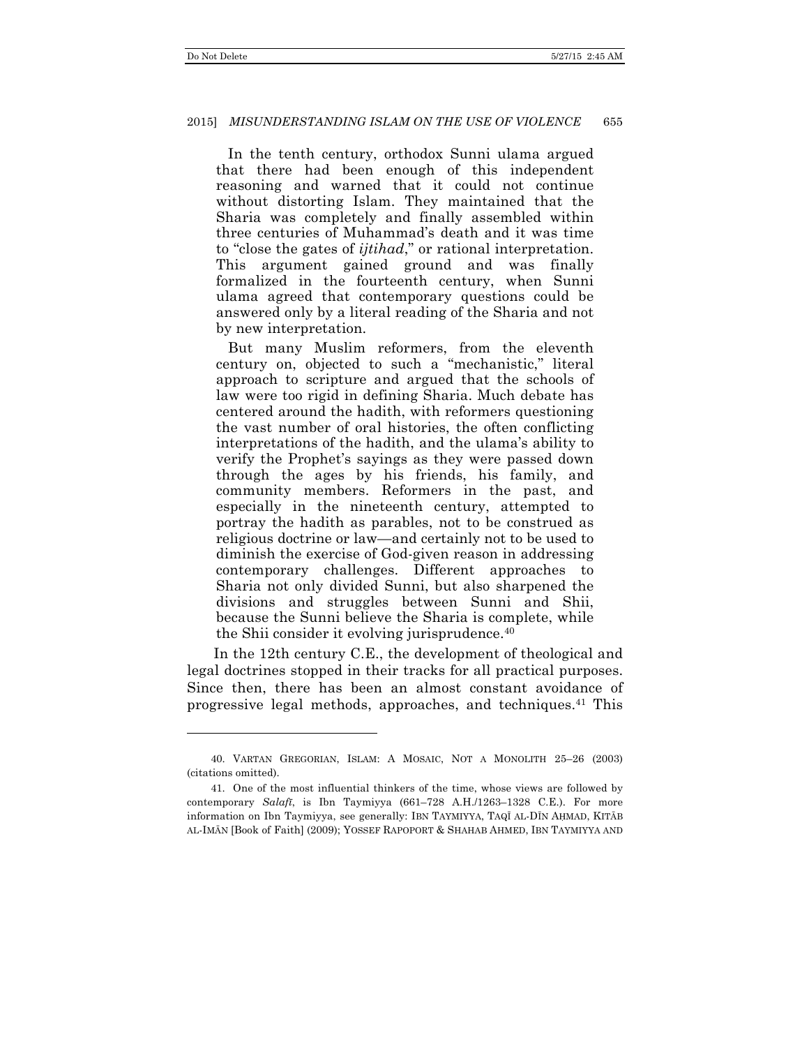> In the tenth century, orthodox Sunni ulama argued that there had been enough of this independent reasoning and warned that it could not continue without distorting Islam. They maintained that the Sharia was completely and finally assembled within three centuries of Muhammad's death and it was time to "close the gates of *ijtihad*," or rational interpretation. This argument gained ground and was finally formalized in the fourteenth century, when Sunni ulama agreed that contemporary questions could be answered only by a literal reading of the Sharia and not by new interpretation.
>
> But many Muslim reformers, from the eleventh century on, objected to such a "mechanistic," literal approach to scripture and argued that the schools of law were too rigid in defining Sharia. Much debate has centered around the hadith, with reformers questioning the vast number of oral histories, the often conflicting interpretations of the hadith, and the ulama's ability to verify the Prophet's sayings as they were passed down through the ages by his friends, his family, and community members. Reformers in the past, and especially in the nineteenth century, attempted to portray the hadith as parables, not to be construed as religious doctrine or law—and certainly not to be used to diminish the exercise of God-given reason in addressing contemporary challenges. Different approaches to Sharia not only divided Sunni, but also sharpened the divisions and struggles between Sunni and Shii, because the Sunni believe the Sharia is complete, while the Shii consider it evolving jurisprudence.[40]

In the 12th century C.E., the development of theological and legal doctrines stopped in their tracks for all practical purposes. Since then, there has been an almost constant avoidance of progressive legal methods, approaches, and techniques.[41] This

---

40. VARTAN GREGORIAN, ISLAM: A MOSAIC, NOT A MONOLITH 25–26 (2003) (citations omitted).

41. One of the most influential thinkers of the time, whose views are followed by contemporary *Salafī*, is Ibn Taymiyya (661–728 A.H./1263–1328 C.E.). For more information on Ibn Taymiyya, see generally: IBN TAYMIYYA, TAQĪ AL-DĪN AḤMAD, KITĀB AL-IMĀN [Book of Faith] (2009); YOSSEF RAPOPORT & SHAHAB AHMED, IBN TAYMIYYA AND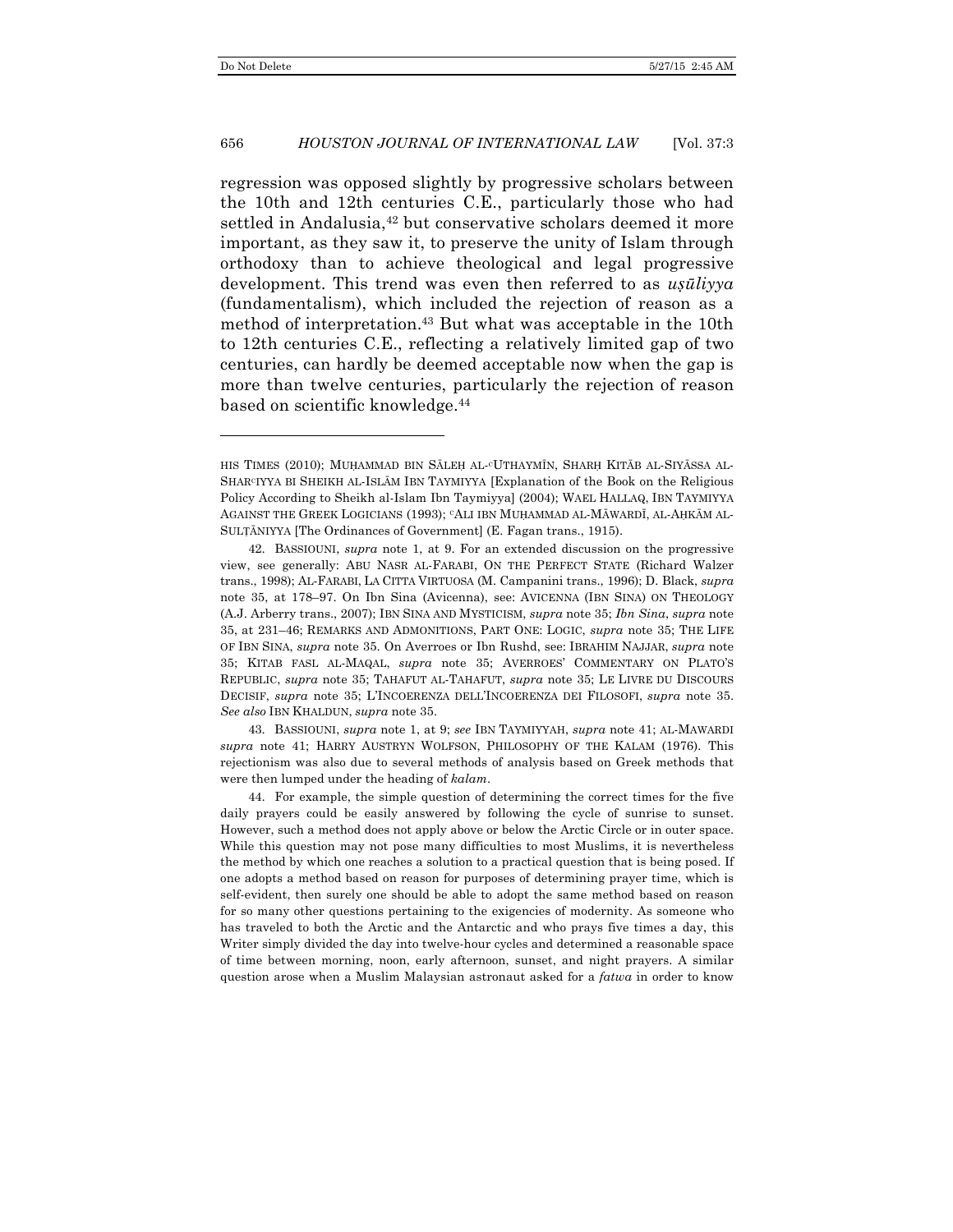regression was opposed slightly by progressive scholars between the 10th and 12th centuries C.E., particularly those who had settled in Andalusia,[42] but conservative scholars deemed it more important, as they saw it, to preserve the unity of Islam through orthodoxy than to achieve theological and legal progressive development. This trend was even then referred to as *uṣūliyya* (fundamentalism), which included the rejection of reason as a method of interpretation.[43] But what was acceptable in the 10th to 12th centuries C.E., reflecting a relatively limited gap of two centuries, can hardly be deemed acceptable now when the gap is more than twelve centuries, particularly the rejection of reason based on scientific knowledge.[44]

---

HIS TIMES (2010); MUḤAMMAD BIN SĀLEḤ AL-ᶜUTHAYMĪN, SHARḤ KITĀB AL-SIYĀSSA AL-SHARᶜIYYA BI SHEIKH AL-ISLĀM IBN TAYMIYYA [Explanation of the Book on the Religious Policy According to Sheikh al-Islam Ibn Taymiyya] (2004); WAEL HALLAQ, IBN TAYMIYYA AGAINST THE GREEK LOGICIANS (1993); ᶜALI IBN MUḤAMMAD AL-MĀWARDĪ, AL-AḤKĀM AL-SULṬĀNIYYA [The Ordinances of Government] (E. Fagan trans., 1915).

42. BASSIOUNI, *supra* note 1, at 9. For an extended discussion on the progressive view, see generally: ABU NASR AL-FARABI, ON THE PERFECT STATE (Richard Walzer trans., 1998); AL-FARABI, LA CITTA VIRTUOSA (M. Campanini trans., 1996); D. Black, *supra* note 35, at 178–97. On Ibn Sina (Avicenna), see: AVICENNA (IBN SINA) ON THEOLOGY (A.J. Arberry trans., 2007); IBN SINA AND MYSTICISM, *supra* note 35; *Ibn Sina*, *supra* note 35, at 231–46; REMARKS AND ADMONITIONS, PART ONE: LOGIC, *supra* note 35; THE LIFE OF IBN SINA, *supra* note 35. On Averroes or Ibn Rushd, see: IBRAHIM NAJJAR, *supra* note 35; KITAB FASL AL-MAQAL, *supra* note 35; AVERROES' COMMENTARY ON PLATO'S REPUBLIC, *supra* note 35; TAHAFUT AL-TAHAFUT, *supra* note 35; LE LIVRE DU DISCOURS DECISIF, *supra* note 35; L'INCOERENZA DELL'INCOERENZA DEI FILOSOFI, *supra* note 35. *See also* IBN KHALDUN, *supra* note 35.

43. BASSIOUNI, *supra* note 1, at 9; *see* IBN TAYMIYYAH, *supra* note 41; AL-MAWARDI *supra* note 41; HARRY AUSTRYN WOLFSON, PHILOSOPHY OF THE KALAM (1976). This rejectionism was also due to several methods of analysis based on Greek methods that were then lumped under the heading of *kalam*.

44. For example, the simple question of determining the correct times for the five daily prayers could be easily answered by following the cycle of sunrise to sunset. However, such a method does not apply above or below the Arctic Circle or in outer space. While this question may not pose many difficulties to most Muslims, it is nevertheless the method by which one reaches a solution to a practical question that is being posed. If one adopts a method based on reason for purposes of determining prayer time, which is self-evident, then surely one should be able to adopt the same method based on reason for so many other questions pertaining to the exigencies of modernity. As someone who has traveled to both the Arctic and the Antarctic and who prays five times a day, this Writer simply divided the day into twelve-hour cycles and determined a reasonable space of time between morning, noon, early afternoon, sunset, and night prayers. A similar question arose when a Muslim Malaysian astronaut asked for a *fatwa* in order to know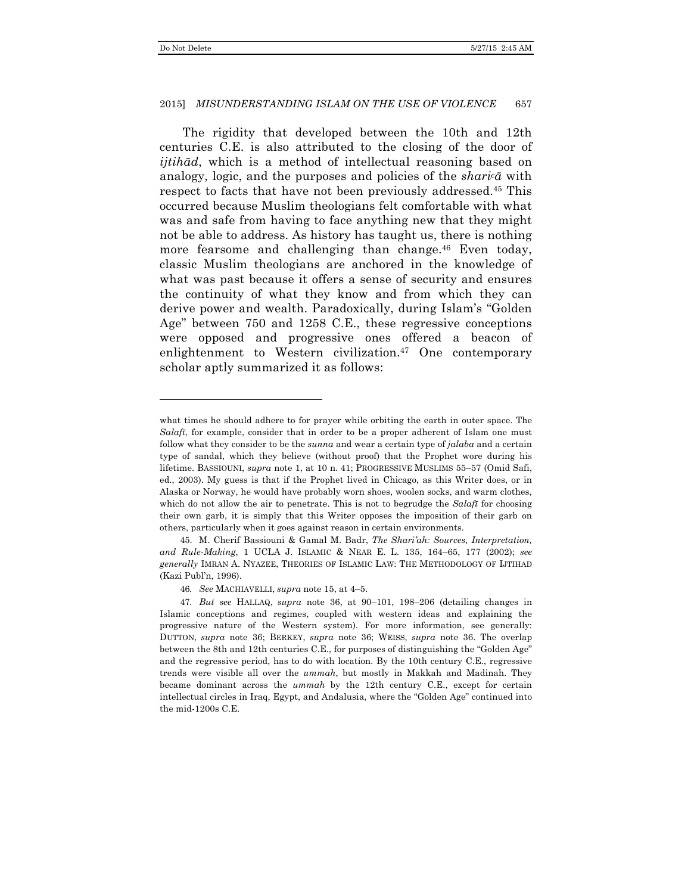The rigidity that developed between the 10th and 12th centuries C.E. is also attributed to the closing of the door of *ijtihād*, which is a method of intellectual reasoning based on analogy, logic, and the purposes and policies of the *shariᶜā* with respect to facts that have not been previously addressed.[45] This occurred because Muslim theologians felt comfortable with what was and safe from having to face anything new that they might not be able to address. As history has taught us, there is nothing more fearsome and challenging than change.[46] Even today, classic Muslim theologians are anchored in the knowledge of what was past because it offers a sense of security and ensures the continuity of what they know and from which they can derive power and wealth. Paradoxically, during Islam's "Golden Age" between 750 and 1258 C.E., these regressive conceptions were opposed and progressive ones offered a beacon of enlightenment to Western civilization.[47] One contemporary scholar aptly summarized it as follows:

---

what times he should adhere to for prayer while orbiting the earth in outer space. The *Salafī*, for example, consider that in order to be a proper adherent of Islam one must follow what they consider to be the *sunna* and wear a certain type of *jalaba* and a certain type of sandal, which they believe (without proof) that the Prophet wore during his lifetime. BASSIOUNI, *supra* note 1, at 10 n. 41; PROGRESSIVE MUSLIMS 55–57 (Omid Safi, ed., 2003). My guess is that if the Prophet lived in Chicago, as this Writer does, or in Alaska or Norway, he would have probably worn shoes, woolen socks, and warm clothes, which do not allow the air to penetrate. This is not to begrudge the *Salafī* for choosing their own garb, it is simply that this Writer opposes the imposition of their garb on others, particularly when it goes against reason in certain environments.

45. M. Cherif Bassiouni & Gamal M. Badr, *The Shari'ah: Sources, Interpretation, and Rule-Making*, 1 UCLA J. ISLAMIC & NEAR E. L. 135, 164–65, 177 (2002); *see generally* IMRAN A. NYAZEE, THEORIES OF ISLAMIC LAW: THE METHODOLOGY OF IJTIHAD (Kazi Publ'n, 1996).

46. *See* MACHIAVELLI, *supra* note 15, at 4–5.

47. *But see* HALLAQ, *supra* note 36, at 90–101, 198–206 (detailing changes in Islamic conceptions and regimes, coupled with western ideas and explaining the progressive nature of the Western system). For more information, see generally: DUTTON, *supra* note 36; BERKEY, *supra* note 36; WEISS, *supra* note 36. The overlap between the 8th and 12th centuries C.E., for purposes of distinguishing the "Golden Age" and the regressive period, has to do with location. By the 10th century C.E., regressive trends were visible all over the *ummah*, but mostly in Makkah and Madinah. They became dominant across the *ummah* by the 12th century C.E., except for certain intellectual circles in Iraq, Egypt, and Andalusia, where the "Golden Age" continued into the mid-1200s C.E.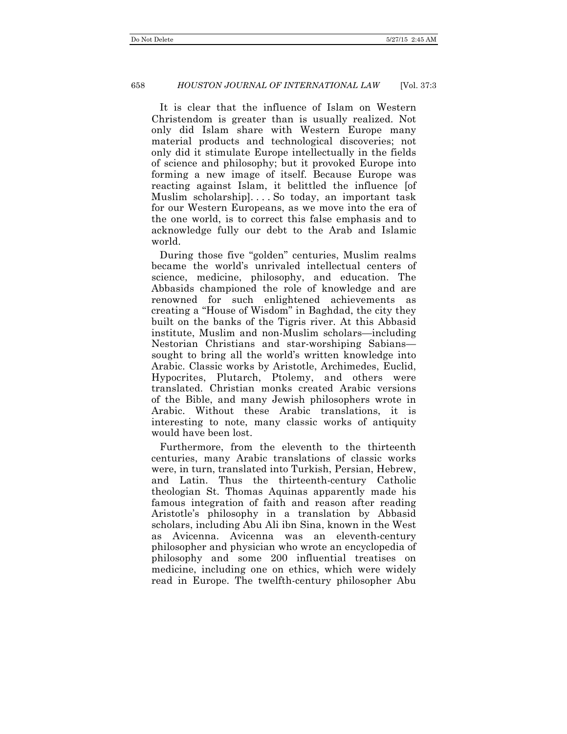It is clear that the influence of Islam on Western Christendom is greater than is usually realized. Not only did Islam share with Western Europe many material products and technological discoveries; not only did it stimulate Europe intellectually in the fields of science and philosophy; but it provoked Europe into forming a new image of itself. Because Europe was reacting against Islam, it belittled the influence [of Muslim scholarship]. . . . So today, an important task for our Western Europeans, as we move into the era of the one world, is to correct this false emphasis and to acknowledge fully our debt to the Arab and Islamic world.

During those five "golden" centuries, Muslim realms became the world's unrivaled intellectual centers of science, medicine, philosophy, and education. The Abbasids championed the role of knowledge and are renowned for such enlightened achievements as creating a "House of Wisdom" in Baghdad, the city they built on the banks of the Tigris river. At this Abbasid institute, Muslim and non-Muslim scholars—including Nestorian Christians and star-worshiping Sabians—sought to bring all the world's written knowledge into Arabic. Classic works by Aristotle, Archimedes, Euclid, Hypocrites, Plutarch, Ptolemy, and others were translated. Christian monks created Arabic versions of the Bible, and many Jewish philosophers wrote in Arabic. Without these Arabic translations, it is interesting to note, many classic works of antiquity would have been lost.

Furthermore, from the eleventh to the thirteenth centuries, many Arabic translations of classic works were, in turn, translated into Turkish, Persian, Hebrew, and Latin. Thus the thirteenth-century Catholic theologian St. Thomas Aquinas apparently made his famous integration of faith and reason after reading Aristotle's philosophy in a translation by Abbasid scholars, including Abu Ali ibn Sina, known in the West as Avicenna. Avicenna was an eleventh-century philosopher and physician who wrote an encyclopedia of philosophy and some 200 influential treatises on medicine, including one on ethics, which were widely read in Europe. The twelfth-century philosopher Abu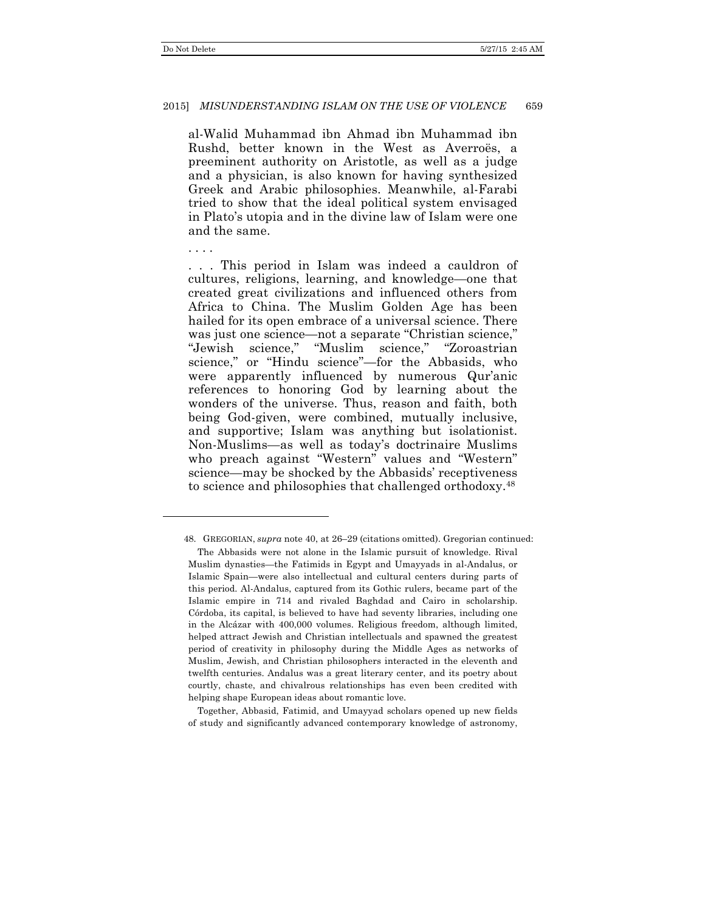> al-Walid Muhammad ibn Ahmad ibn Muhammad ibn Rushd, better known in the West as Averroës, a preeminent authority on Aristotle, as well as a judge and a physician, is also known for having synthesized Greek and Arabic philosophies. Meanwhile, al-Farabi tried to show that the ideal political system envisaged in Plato's utopia and in the divine law of Islam were one and the same.
>
> . . . .
>
> . . . This period in Islam was indeed a cauldron of cultures, religions, learning, and knowledge—one that created great civilizations and influenced others from Africa to China. The Muslim Golden Age has been hailed for its open embrace of a universal science. There was just one science—not a separate "Christian science," "Jewish science," "Muslim science," "Zoroastrian science," or "Hindu science"—for the Abbasids, who were apparently influenced by numerous Qur'anic references to honoring God by learning about the wonders of the universe. Thus, reason and faith, both being God-given, were combined, mutually inclusive, and supportive; Islam was anything but isolationist. Non-Muslims—as well as today's doctrinaire Muslims who preach against "Western" values and "Western" science—may be shocked by the Abbasids' receptiveness to science and philosophies that challenged orthodoxy.[48]

---

48. GREGORIAN, *supra* note 40, at 26–29 (citations omitted). Gregorian continued:

> The Abbasids were not alone in the Islamic pursuit of knowledge. Rival Muslim dynasties—the Fatimids in Egypt and Umayyads in al-Andalus, or Islamic Spain—were also intellectual and cultural centers during parts of this period. Al-Andalus, captured from its Gothic rulers, became part of the Islamic empire in 714 and rivaled Baghdad and Cairo in scholarship. Córdoba, its capital, is believed to have had seventy libraries, including one in the Alcázar with 400,000 volumes. Religious freedom, although limited, helped attract Jewish and Christian intellectuals and spawned the greatest period of creativity in philosophy during the Middle Ages as networks of Muslim, Jewish, and Christian philosophers interacted in the eleventh and twelfth centuries. Andalus was a great literary center, and its poetry about courtly, chaste, and chivalrous relationships has even been credited with helping shape European ideas about romantic love.
>
> Together, Abbasid, Fatimid, and Umayyad scholars opened up new fields of study and significantly advanced contemporary knowledge of astronomy,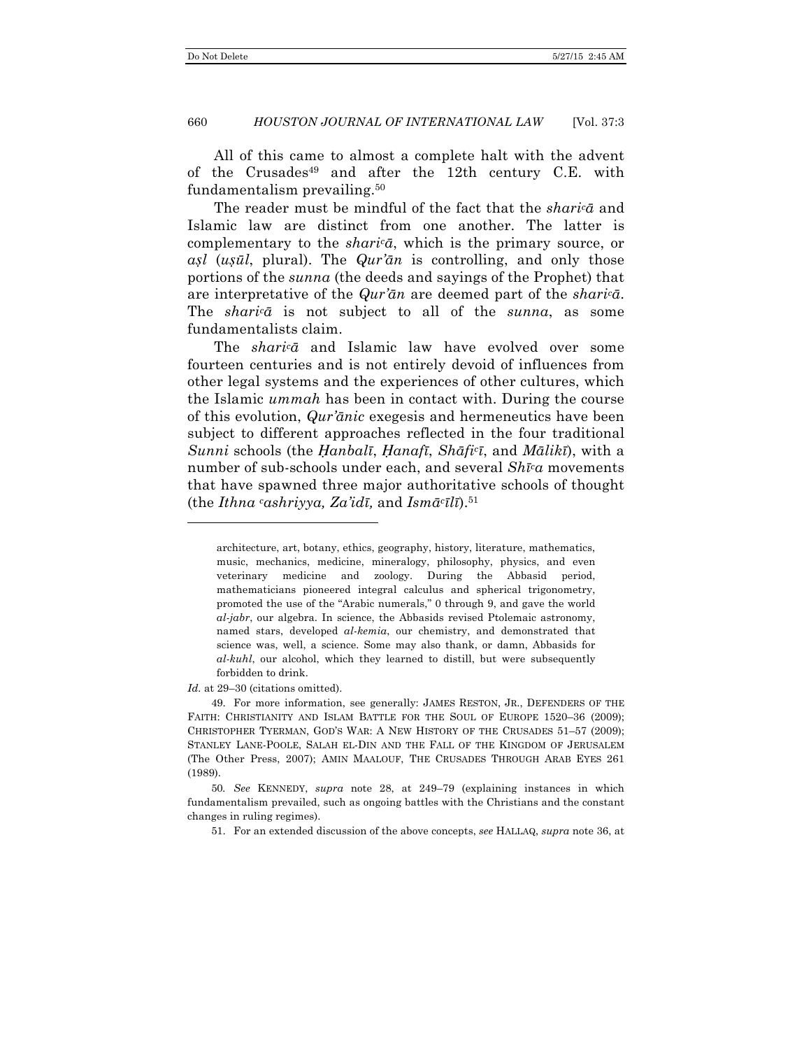All of this came to almost a complete halt with the advent of the Crusades[49] and after the 12th century C.E. with fundamentalism prevailing.[50]

The reader must be mindful of the fact that the *sharicā* and Islamic law are distinct from one another. The latter is complementary to the *sharicā*, which is the primary source, or *aṣl* (*uṣūl*, plural). The *Qur'ān* is controlling, and only those portions of the *sunna* (the deeds and sayings of the Prophet) that are interpretative of the *Qur'ān* are deemed part of the *sharicā*. The *sharicā* is not subject to all of the *sunna*, as some fundamentalists claim.

The *sharicā* and Islamic law have evolved over some fourteen centuries and is not entirely devoid of influences from other legal systems and the experiences of other cultures, which the Islamic *ummah* has been in contact with. During the course of this evolution, *Qur'ānic* exegesis and hermeneutics have been subject to different approaches reflected in the four traditional *Sunni* schools (the *Ḥanbalī*, *Ḥanafī*, *Shāficī*, and *Mālikī*), with a number of sub-schools under each, and several *Shīca* movements that have spawned three major authoritative schools of thought (the *Ithna cashriyya, Za'idī,* and *Ismācīlī*).[51]

---

architecture, art, botany, ethics, geography, history, literature, mathematics, music, mechanics, medicine, mineralogy, philosophy, physics, and even veterinary medicine and zoology. During the Abbasid period, mathematicians pioneered integral calculus and spherical trigonometry, promoted the use of the "Arabic numerals," 0 through 9, and gave the world *al-jabr*, our algebra. In science, the Abbasids revised Ptolemaic astronomy, named stars, developed *al-kemia*, our chemistry, and demonstrated that science was, well, a science. Some may also thank, or damn, Abbasids for *al-kuhl*, our alcohol, which they learned to distill, but were subsequently forbidden to drink.

*Id.* at 29–30 (citations omitted).

49. For more information, see generally: JAMES RESTON, JR., DEFENDERS OF THE FAITH: CHRISTIANITY AND ISLAM BATTLE FOR THE SOUL OF EUROPE 1520–36 (2009); CHRISTOPHER TYERMAN, GOD'S WAR: A NEW HISTORY OF THE CRUSADES 51–57 (2009); STANLEY LANE-POOLE, SALAH EL-DIN AND THE FALL OF THE KINGDOM OF JERUSALEM (The Other Press, 2007); AMIN MAALOUF, THE CRUSADES THROUGH ARAB EYES 261 (1989).

50. *See* KENNEDY, *supra* note 28, at 249–79 (explaining instances in which fundamentalism prevailed, such as ongoing battles with the Christians and the constant changes in ruling regimes).

51. For an extended discussion of the above concepts, *see* HALLAQ, *supra* note 36, at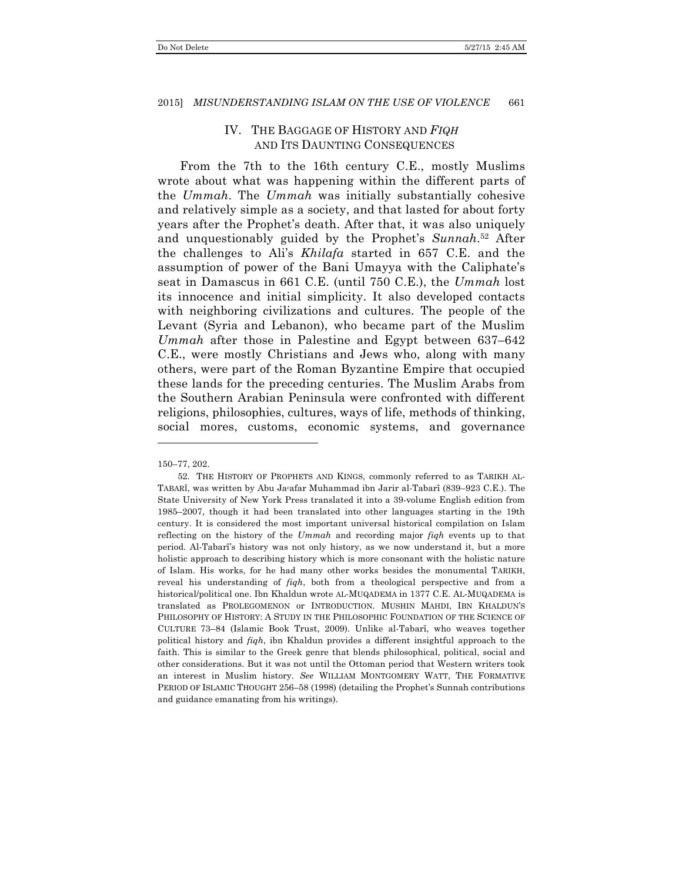## IV. THE BAGGAGE OF HISTORY AND *FIQH* AND ITS DAUNTING CONSEQUENCES

From the 7th to the 16th century C.E., mostly Muslims wrote about what was happening within the different parts of the *Ummah*. The *Ummah* was initially substantially cohesive and relatively simple as a society, and that lasted for about forty years after the Prophet's death. After that, it was also uniquely and unquestionably guided by the Prophet's *Sunnah*.[52] After the challenges to Ali's *Khilafa* started in 657 C.E. and the assumption of power of the Bani Umayya with the Caliphate's seat in Damascus in 661 C.E. (until 750 C.E.), the *Ummah* lost its innocence and initial simplicity. It also developed contacts with neighboring civilizations and cultures. The people of the Levant (Syria and Lebanon), who became part of the Muslim *Ummah* after those in Palestine and Egypt between 637–642 C.E., were mostly Christians and Jews who, along with many others, were part of the Roman Byzantine Empire that occupied these lands for the preceding centuries. The Muslim Arabs from the Southern Arabian Peninsula were confronted with different religions, philosophies, cultures, ways of life, methods of thinking, social mores, customs, economic systems, and governance

---

150–77, 202.

52. THE HISTORY OF PROPHETS AND KINGS, commonly referred to as TARIKH AL-TABARĪ, was written by Abu Jaᶜafar Muhammad ibn Jarir al-Tabarī (839–923 C.E.). The State University of New York Press translated it into a 39-volume English edition from 1985–2007, though it had been translated into other languages starting in the 19th century. It is considered the most important universal historical compilation on Islam reflecting on the history of the *Ummah* and recording major *fiqh* events up to that period. Al-Tabarī's history was not only history, as we now understand it, but a more holistic approach to describing history which is more consonant with the holistic nature of Islam. His works, for he had many other works besides the monumental TARIKH, reveal his understanding of *fiqh*, both from a theological perspective and from a historical/political one. Ibn Khaldun wrote AL-MUQADEMA in 1377 C.E. AL-MUQADEMA is translated as PROLEGOMENON or INTRODUCTION. MUSHIN MAHDI, IBN KHALDUN'S PHILOSOPHY OF HISTORY: A STUDY IN THE PHILOSOPHIC FOUNDATION OF THE SCIENCE OF CULTURE 73–84 (Islamic Book Trust, 2009). Unlike al-Tabarī, who weaves together political history and *fiqh*, ibn Khaldun provides a different insightful approach to the faith. This is similar to the Greek genre that blends philosophical, political, social and other considerations. But it was not until the Ottoman period that Western writers took an interest in Muslim history. *See* WILLIAM MONTGOMERY WATT, THE FORMATIVE PERIOD OF ISLAMIC THOUGHT 256–58 (1998) (detailing the Prophet's Sunnah contributions and guidance emanating from his writings).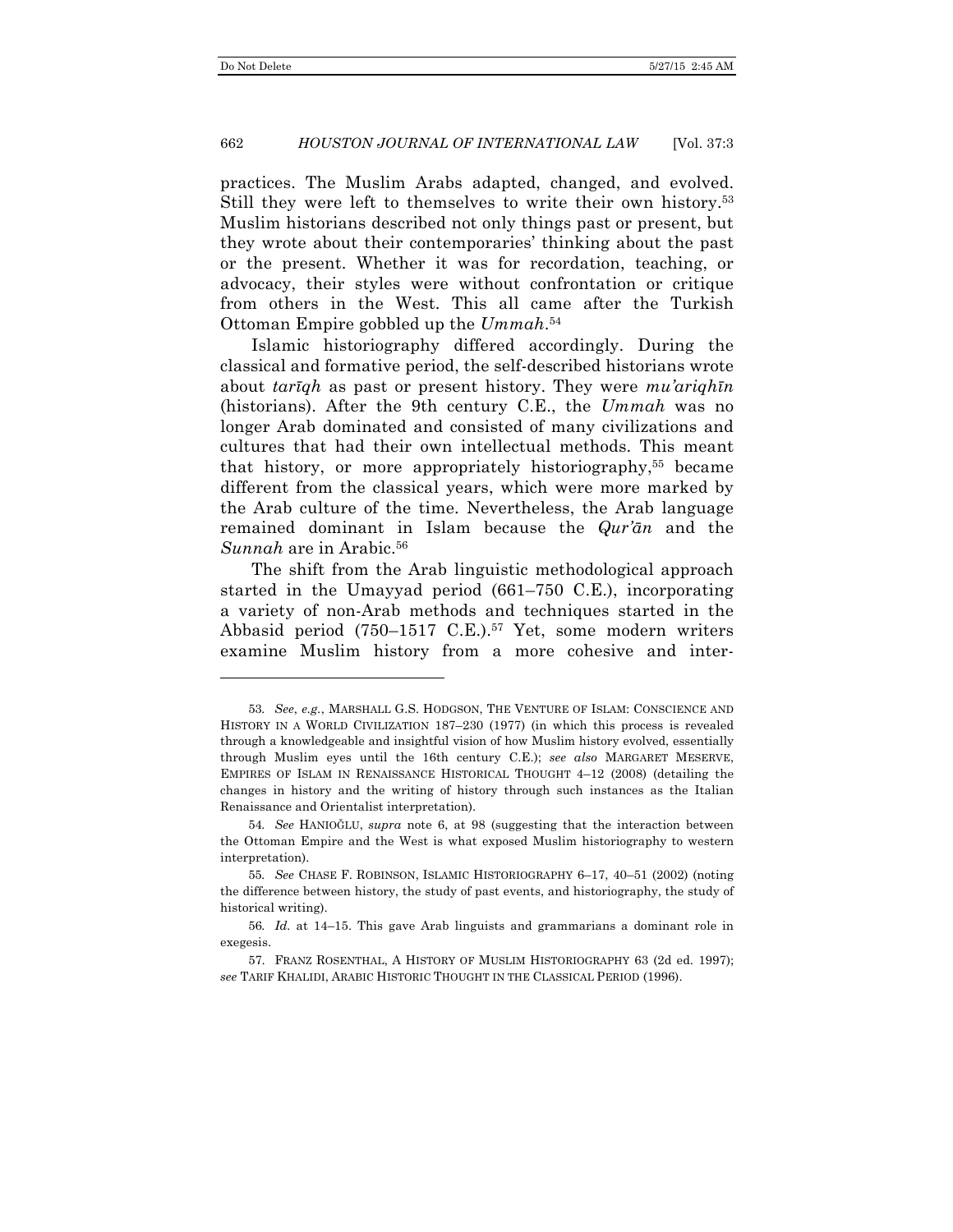practices. The Muslim Arabs adapted, changed, and evolved. Still they were left to themselves to write their own history.[53] Muslim historians described not only things past or present, but they wrote about their contemporaries' thinking about the past or the present. Whether it was for recordation, teaching, or advocacy, their styles were without confrontation or critique from others in the West. This all came after the Turkish Ottoman Empire gobbled up the *Ummah*.[54]

Islamic historiography differed accordingly. During the classical and formative period, the self-described historians wrote about *tarīqh* as past or present history. They were *mu'ariqhīn* (historians). After the 9th century C.E., the *Ummah* was no longer Arab dominated and consisted of many civilizations and cultures that had their own intellectual methods. This meant that history, or more appropriately historiography,[55] became different from the classical years, which were more marked by the Arab culture of the time. Nevertheless, the Arab language remained dominant in Islam because the *Qur'ān* and the *Sunnah* are in Arabic.[56]

The shift from the Arab linguistic methodological approach started in the Umayyad period (661–750 C.E.), incorporating a variety of non-Arab methods and techniques started in the Abbasid period (750–1517 C.E.).[57] Yet, some modern writers examine Muslim history from a more cohesive and inter-

---

53. *See*, *e.g.*, MARSHALL G.S. HODGSON, THE VENTURE OF ISLAM: CONSCIENCE AND HISTORY IN A WORLD CIVILIZATION 187–230 (1977) (in which this process is revealed through a knowledgeable and insightful vision of how Muslim history evolved, essentially through Muslim eyes until the 16th century C.E.); *see also* MARGARET MESERVE, EMPIRES OF ISLAM IN RENAISSANCE HISTORICAL THOUGHT 4–12 (2008) (detailing the changes in history and the writing of history through such instances as the Italian Renaissance and Orientalist interpretation).

54. *See* HANIOĞLU, *supra* note 6, at 98 (suggesting that the interaction between the Ottoman Empire and the West is what exposed Muslim historiography to western interpretation).

55. *See* CHASE F. ROBINSON, ISLAMIC HISTORIOGRAPHY 6–17, 40–51 (2002) (noting the difference between history, the study of past events, and historiography, the study of historical writing).

56. *Id.* at 14–15. This gave Arab linguists and grammarians a dominant role in exegesis.

57. FRANZ ROSENTHAL, A HISTORY OF MUSLIM HISTORIOGRAPHY 63 (2d ed. 1997); *see* TARIF KHALIDI, ARABIC HISTORIC THOUGHT IN THE CLASSICAL PERIOD (1996).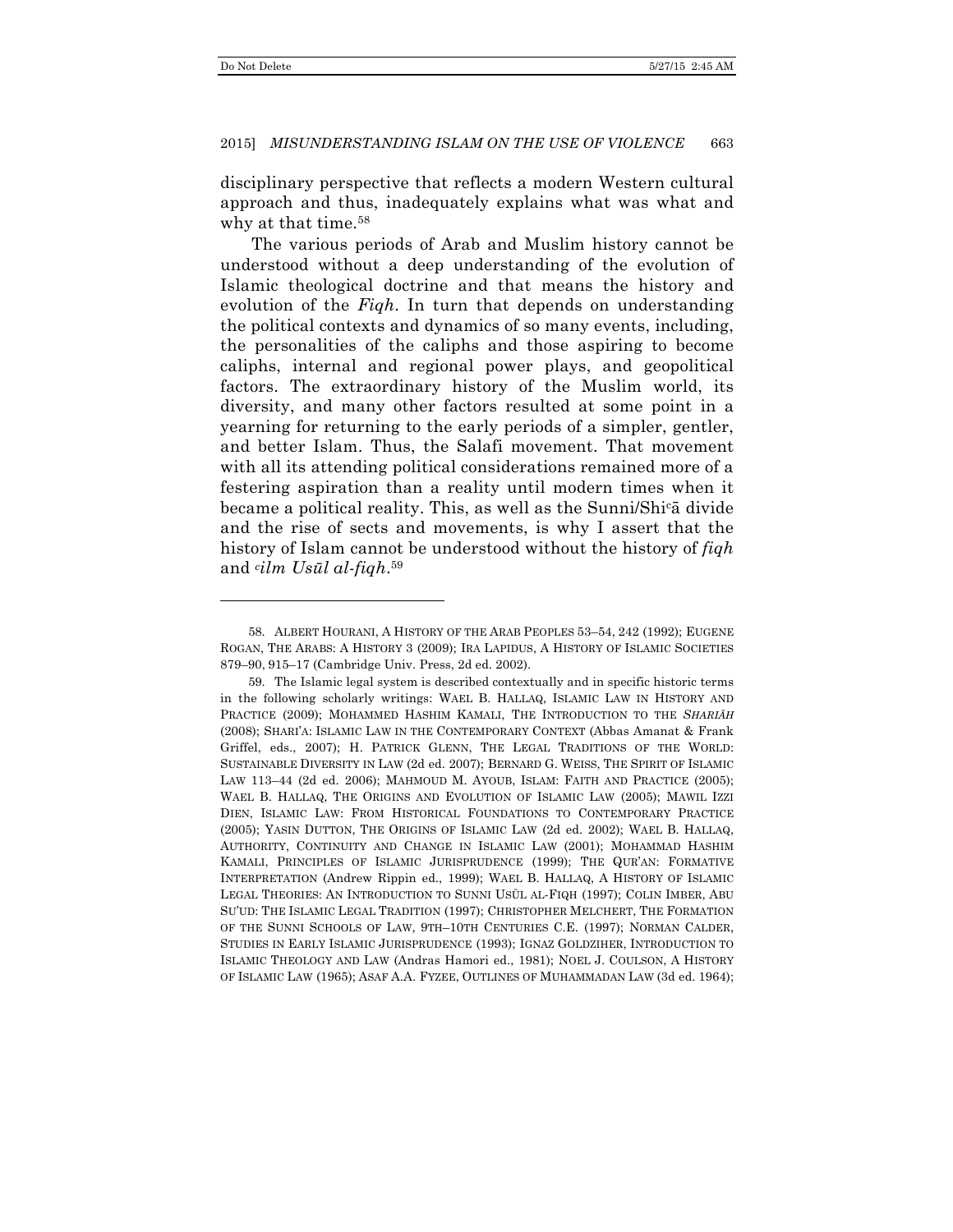disciplinary perspective that reflects a modern Western cultural approach and thus, inadequately explains what was what and why at that time.[58]

The various periods of Arab and Muslim history cannot be understood without a deep understanding of the evolution of Islamic theological doctrine and that means the history and evolution of the *Fiqh*. In turn that depends on understanding the political contexts and dynamics of so many events, including, the personalities of the caliphs and those aspiring to become caliphs, internal and regional power plays, and geopolitical factors. The extraordinary history of the Muslim world, its diversity, and many other factors resulted at some point in a yearning for returning to the early periods of a simpler, gentler, and better Islam. Thus, the Salafi movement. That movement with all its attending political considerations remained more of a festering aspiration than a reality until modern times when it became a political reality. This, as well as the Sunni/Shiᶜā divide and the rise of sects and movements, is why I assert that the history of Islam cannot be understood without the history of *fiqh* and *ᶜilm Usūl al-fiqh*.[59]

---

58. ALBERT HOURANI, A HISTORY OF THE ARAB PEOPLES 53–54, 242 (1992); EUGENE ROGAN, THE ARABS: A HISTORY 3 (2009); IRA LAPIDUS, A HISTORY OF ISLAMIC SOCIETIES 879–90, 915–17 (Cambridge Univ. Press, 2d ed. 2002).

59. The Islamic legal system is described contextually and in specific historic terms in the following scholarly writings: WAEL B. HALLAQ, ISLAMIC LAW IN HISTORY AND PRACTICE (2009); MOHAMMED HASHIM KAMALI, THE INTRODUCTION TO THE *SHARIĀH* (2008); SHARI'A: ISLAMIC LAW IN THE CONTEMPORARY CONTEXT (Abbas Amanat & Frank Griffel, eds., 2007); H. PATRICK GLENN, THE LEGAL TRADITIONS OF THE WORLD: SUSTAINABLE DIVERSITY IN LAW (2d ed. 2007); BERNARD G. WEISS, THE SPIRIT OF ISLAMIC LAW 113–44 (2d ed. 2006); MAHMOUD M. AYOUB, ISLAM: FAITH AND PRACTICE (2005); WAEL B. HALLAQ, THE ORIGINS AND EVOLUTION OF ISLAMIC LAW (2005); MAWIL IZZI DIEN, ISLAMIC LAW: FROM HISTORICAL FOUNDATIONS TO CONTEMPORARY PRACTICE (2005); YASIN DUTTON, THE ORIGINS OF ISLAMIC LAW (2d ed. 2002); WAEL B. HALLAQ, AUTHORITY, CONTINUITY AND CHANGE IN ISLAMIC LAW (2001); MOHAMMAD HASHIM KAMALI, PRINCIPLES OF ISLAMIC JURISPRUDENCE (1999); THE QUR'AN: FORMATIVE INTERPRETATION (Andrew Rippin ed., 1999); WAEL B. HALLAQ, A HISTORY OF ISLAMIC LEGAL THEORIES: AN INTRODUCTION TO SUNNI USŪL AL-FIQH (1997); COLIN IMBER, ABU SU'UD: THE ISLAMIC LEGAL TRADITION (1997); CHRISTOPHER MELCHERT, THE FORMATION OF THE SUNNI SCHOOLS OF LAW, 9TH–10TH CENTURIES C.E. (1997); NORMAN CALDER, STUDIES IN EARLY ISLAMIC JURISPRUDENCE (1993); IGNAZ GOLDZIHER, INTRODUCTION TO ISLAMIC THEOLOGY AND LAW (Andras Hamori ed., 1981); NOEL J. COULSON, A HISTORY OF ISLAMIC LAW (1965); ASAF A.A. FYZEE, OUTLINES OF MUHAMMADAN LAW (3d ed. 1964);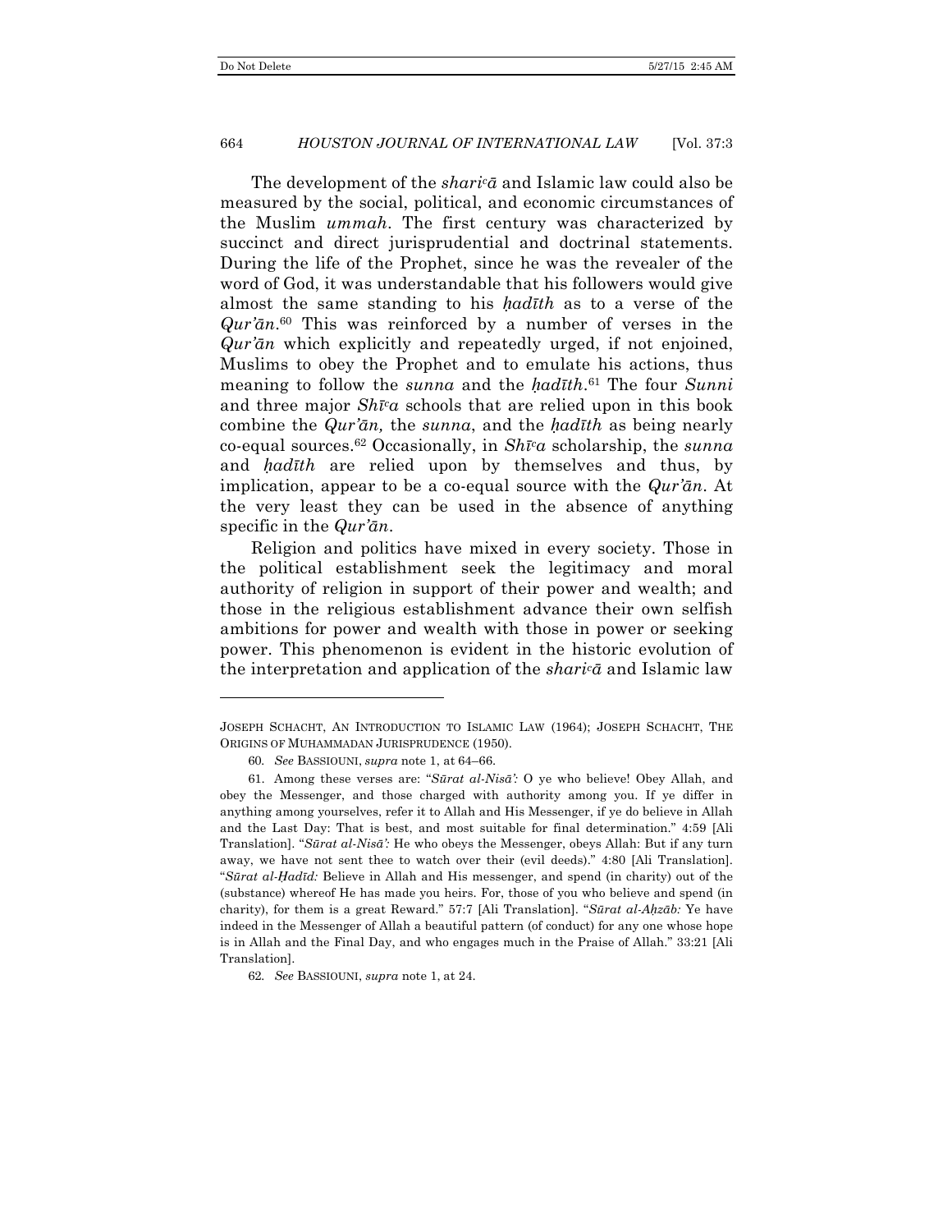The development of the *shariᶜā* and Islamic law could also be measured by the social, political, and economic circumstances of the Muslim *ummah*. The first century was characterized by succinct and direct jurisprudential and doctrinal statements. During the life of the Prophet, since he was the revealer of the word of God, it was understandable that his followers would give almost the same standing to his *ḥadīth* as to a verse of the *Qur'ān*.[60] This was reinforced by a number of verses in the *Qur'ān* which explicitly and repeatedly urged, if not enjoined, Muslims to obey the Prophet and to emulate his actions, thus meaning to follow the *sunna* and the *ḥadīth*.[61] The four *Sunni* and three major *Shīᶜa* schools that are relied upon in this book combine the *Qur'ān,* the *sunna*, and the *ḥadīth* as being nearly co-equal sources.[62] Occasionally, in *Shīᶜa* scholarship, the *sunna* and *ḥadīth* are relied upon by themselves and thus, by implication, appear to be a co-equal source with the *Qur'ān*. At the very least they can be used in the absence of anything specific in the *Qur'ān*.

Religion and politics have mixed in every society. Those in the political establishment seek the legitimacy and moral authority of religion in support of their power and wealth; and those in the religious establishment advance their own selfish ambitions for power and wealth with those in power or seeking power. This phenomenon is evident in the historic evolution of the interpretation and application of the *shariᶜā* and Islamic law

---

JOSEPH SCHACHT, AN INTRODUCTION TO ISLAMIC LAW (1964); JOSEPH SCHACHT, THE ORIGINS OF MUHAMMADAN JURISPRUDENCE (1950).

60. *See* BASSIOUNI, *supra* note 1, at 64–66.

61. Among these verses are: "*Sūrat al-Nisā':* O ye who believe! Obey Allah, and obey the Messenger, and those charged with authority among you. If ye differ in anything among yourselves, refer it to Allah and His Messenger, if ye do believe in Allah and the Last Day: That is best, and most suitable for final determination." 4:59 [Ali Translation]. "*Sūrat al-Nisā':* He who obeys the Messenger, obeys Allah: But if any turn away, we have not sent thee to watch over their (evil deeds)." 4:80 [Ali Translation]. "*Sūrat al-Ḥadīd:* Believe in Allah and His messenger, and spend (in charity) out of the (substance) whereof He has made you heirs. For, those of you who believe and spend (in charity), for them is a great Reward." 57:7 [Ali Translation]. "*Sūrat al-Aḥzāb:* Ye have indeed in the Messenger of Allah a beautiful pattern (of conduct) for any one whose hope is in Allah and the Final Day, and who engages much in the Praise of Allah." 33:21 [Ali Translation].

62. *See* BASSIOUNI, *supra* note 1, at 24.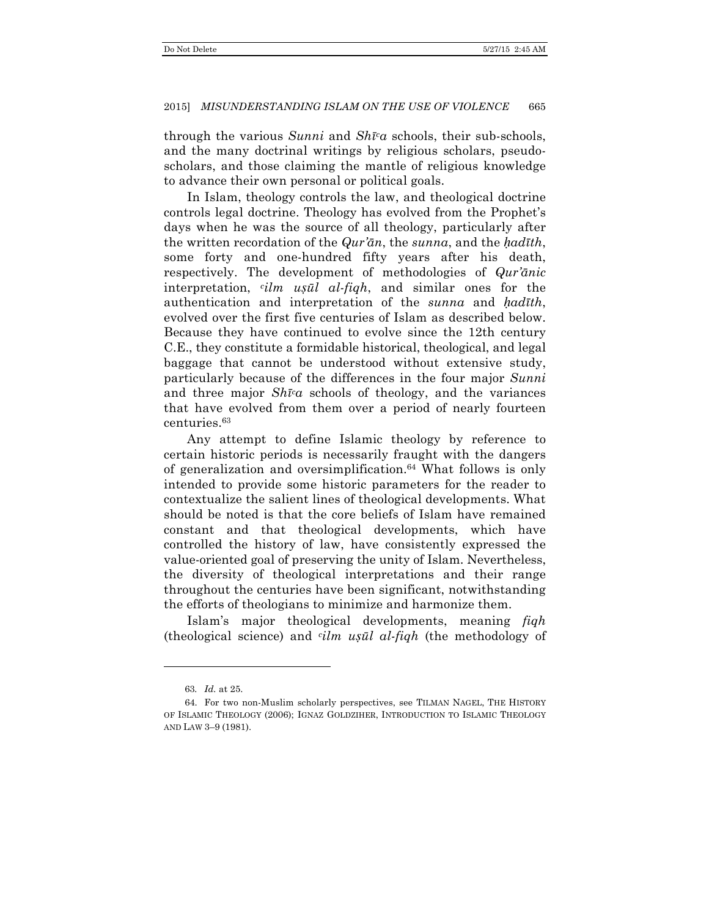through the various *Sunni* and *Shīca* schools, their sub-schools, and the many doctrinal writings by religious scholars, pseudo-scholars, and those claiming the mantle of religious knowledge to advance their own personal or political goals.

In Islam, theology controls the law, and theological doctrine controls legal doctrine. Theology has evolved from the Prophet's days when he was the source of all theology, particularly after the written recordation of the *Qur'ān*, the *sunna*, and the *ḥadīth*, some forty and one-hundred fifty years after his death, respectively. The development of methodologies of *Qur'ānic* interpretation, *cilm uṣūl al-fiqh*, and similar ones for the authentication and interpretation of the *sunna* and *ḥadīth*, evolved over the first five centuries of Islam as described below. Because they have continued to evolve since the 12th century C.E., they constitute a formidable historical, theological, and legal baggage that cannot be understood without extensive study, particularly because of the differences in the four major *Sunni* and three major *Shīca* schools of theology, and the variances that have evolved from them over a period of nearly fourteen centuries.[63]

Any attempt to define Islamic theology by reference to certain historic periods is necessarily fraught with the dangers of generalization and oversimplification.[64] What follows is only intended to provide some historic parameters for the reader to contextualize the salient lines of theological developments. What should be noted is that the core beliefs of Islam have remained constant and that theological developments, which have controlled the history of law, have consistently expressed the value-oriented goal of preserving the unity of Islam. Nevertheless, the diversity of theological interpretations and their range throughout the centuries have been significant, notwithstanding the efforts of theologians to minimize and harmonize them.

Islam's major theological developments, meaning *fiqh* (theological science) and *cilm uṣūl al-fiqh* (the methodology of

---

63. *Id.* at 25.

64. For two non-Muslim scholarly perspectives, see TILMAN NAGEL, THE HISTORY OF ISLAMIC THEOLOGY (2006); IGNAZ GOLDZIHER, INTRODUCTION TO ISLAMIC THEOLOGY AND LAW 3–9 (1981).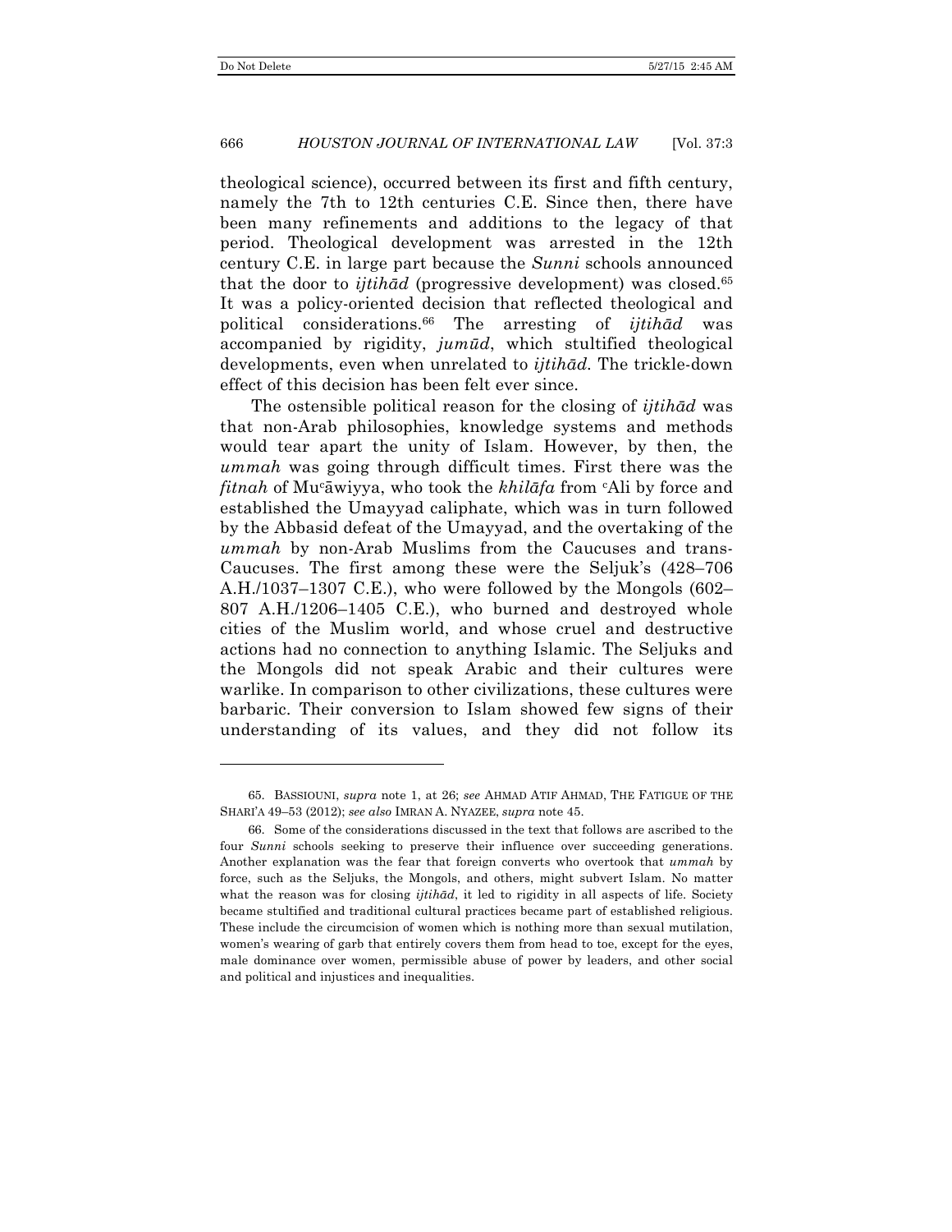theological science), occurred between its first and fifth century, namely the 7th to 12th centuries C.E. Since then, there have been many refinements and additions to the legacy of that period. Theological development was arrested in the 12th century C.E. in large part because the *Sunni* schools announced that the door to *ijtihād* (progressive development) was closed.[65] It was a policy-oriented decision that reflected theological and political considerations.[66] The arresting of *ijtihād* was accompanied by rigidity, *jumūd*, which stultified theological developments, even when unrelated to *ijtihād*. The trickle-down effect of this decision has been felt ever since.

The ostensible political reason for the closing of *ijtihād* was that non-Arab philosophies, knowledge systems and methods would tear apart the unity of Islam. However, by then, the *ummah* was going through difficult times. First there was the *fitnah* of Muᶜāwiyya, who took the *khilāfa* from ᶜAli by force and established the Umayyad caliphate, which was in turn followed by the Abbasid defeat of the Umayyad, and the overtaking of the *ummah* by non-Arab Muslims from the Caucuses and trans-Caucuses. The first among these were the Seljuk's (428–706 A.H./1037–1307 C.E.), who were followed by the Mongols (602–807 A.H./1206–1405 C.E.), who burned and destroyed whole cities of the Muslim world, and whose cruel and destructive actions had no connection to anything Islamic. The Seljuks and the Mongols did not speak Arabic and their cultures were warlike. In comparison to other civilizations, these cultures were barbaric. Their conversion to Islam showed few signs of their understanding of its values, and they did not follow its

---

65. BASSIOUNI, *supra* note 1, at 26; *see* AHMAD ATIF AHMAD, THE FATIGUE OF THE SHARI'A 49–53 (2012); *see also* IMRAN A. NYAZEE, *supra* note 45.

66. Some of the considerations discussed in the text that follows are ascribed to the four *Sunni* schools seeking to preserve their influence over succeeding generations. Another explanation was the fear that foreign converts who overtook that *ummah* by force, such as the Seljuks, the Mongols, and others, might subvert Islam. No matter what the reason was for closing *ijtihād*, it led to rigidity in all aspects of life. Society became stultified and traditional cultural practices became part of established religious. These include the circumcision of women which is nothing more than sexual mutilation, women's wearing of garb that entirely covers them from head to toe, except for the eyes, male dominance over women, permissible abuse of power by leaders, and other social and political and injustices and inequalities.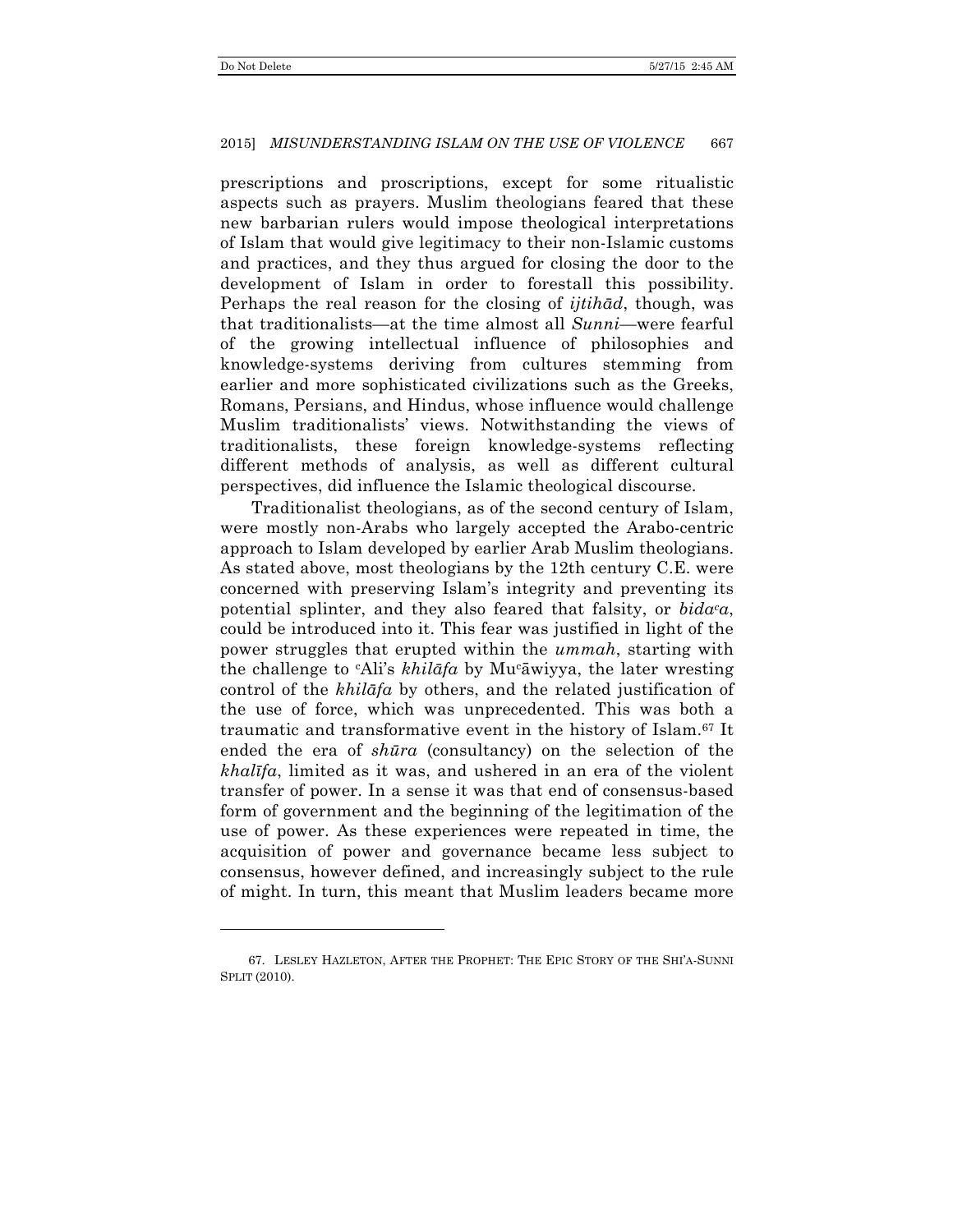prescriptions and proscriptions, except for some ritualistic aspects such as prayers. Muslim theologians feared that these new barbarian rulers would impose theological interpretations of Islam that would give legitimacy to their non-Islamic customs and practices, and they thus argued for closing the door to the development of Islam in order to forestall this possibility. Perhaps the real reason for the closing of *ijtihād*, though, was that traditionalists—at the time almost all *Sunni*—were fearful of the growing intellectual influence of philosophies and knowledge-systems deriving from cultures stemming from earlier and more sophisticated civilizations such as the Greeks, Romans, Persians, and Hindus, whose influence would challenge Muslim traditionalists' views. Notwithstanding the views of traditionalists, these foreign knowledge-systems reflecting different methods of analysis, as well as different cultural perspectives, did influence the Islamic theological discourse.

Traditionalist theologians, as of the second century of Islam, were mostly non-Arabs who largely accepted the Arabo-centric approach to Islam developed by earlier Arab Muslim theologians. As stated above, most theologians by the 12th century C.E. were concerned with preserving Islam's integrity and preventing its potential splinter, and they also feared that falsity, or *bidaᶜa*, could be introduced into it. This fear was justified in light of the power struggles that erupted within the *ummah*, starting with the challenge to ᶜAli's *khilāfa* by Muᶜāwiyya, the later wresting control of the *khilāfa* by others, and the related justification of the use of force, which was unprecedented. This was both a traumatic and transformative event in the history of Islam.[67] It ended the era of *shūra* (consultancy) on the selection of the *khalīfa*, limited as it was, and ushered in an era of the violent transfer of power. In a sense it was that end of consensus-based form of government and the beginning of the legitimation of the use of power. As these experiences were repeated in time, the acquisition of power and governance became less subject to consensus, however defined, and increasingly subject to the rule of might. In turn, this meant that Muslim leaders became more

67. LESLEY HAZLETON, AFTER THE PROPHET: THE EPIC STORY OF THE SHI'A-SUNNI SPLIT (2010).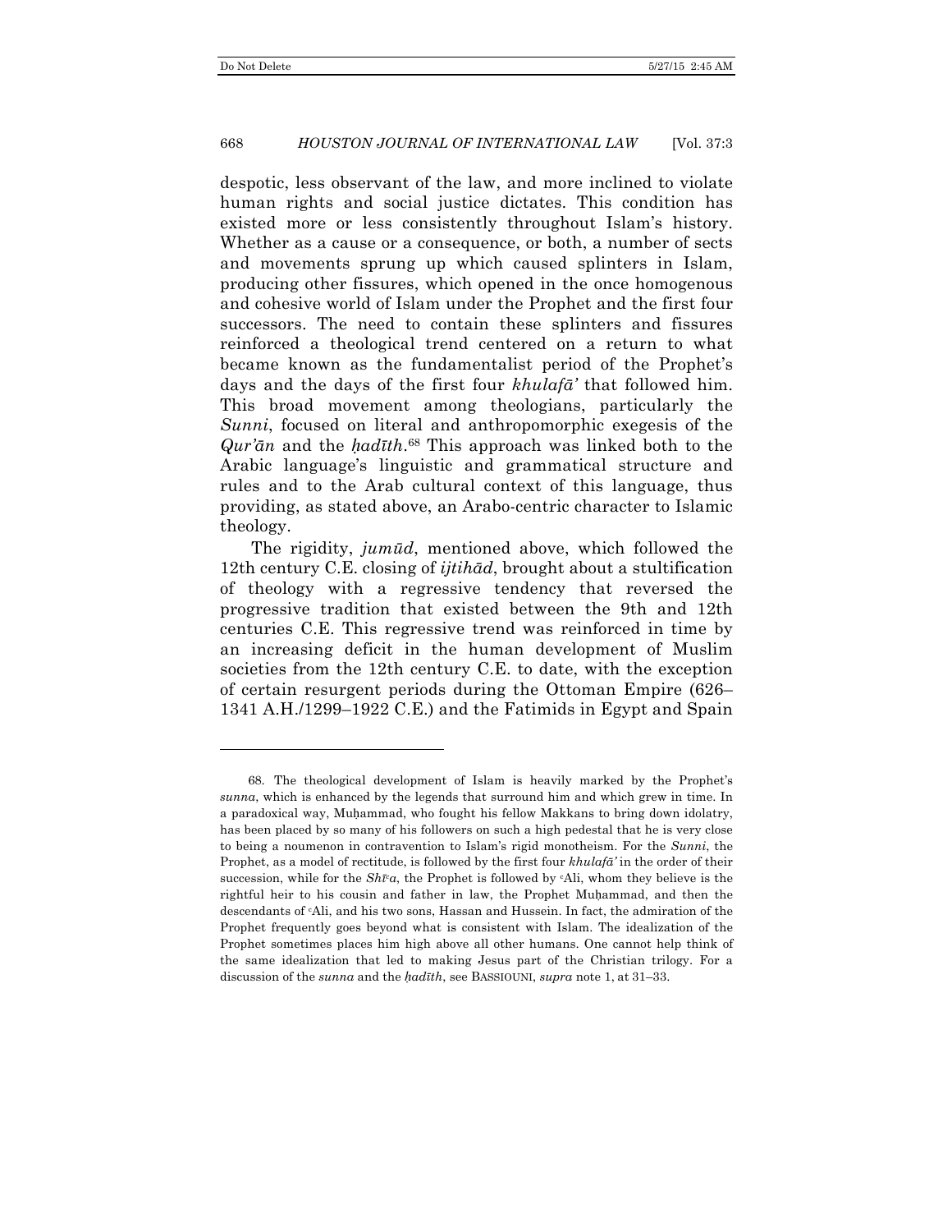despotic, less observant of the law, and more inclined to violate human rights and social justice dictates. This condition has existed more or less consistently throughout Islam's history. Whether as a cause or a consequence, or both, a number of sects and movements sprung up which caused splinters in Islam, producing other fissures, which opened in the once homogenous and cohesive world of Islam under the Prophet and the first four successors. The need to contain these splinters and fissures reinforced a theological trend centered on a return to what became known as the fundamentalist period of the Prophet's days and the days of the first four *khulafā'* that followed him. This broad movement among theologians, particularly the *Sunni*, focused on literal and anthropomorphic exegesis of the *Qur'ān* and the *ḥadīth*.[68] This approach was linked both to the Arabic language's linguistic and grammatical structure and rules and to the Arab cultural context of this language, thus providing, as stated above, an Arabo-centric character to Islamic theology.

The rigidity, *jumūd*, mentioned above, which followed the 12th century C.E. closing of *ijtihād*, brought about a stultification of theology with a regressive tendency that reversed the progressive tradition that existed between the 9th and 12th centuries C.E. This regressive trend was reinforced in time by an increasing deficit in the human development of Muslim societies from the 12th century C.E. to date, with the exception of certain resurgent periods during the Ottoman Empire (626–1341 A.H./1299–1922 C.E.) and the Fatimids in Egypt and Spain

---

68. The theological development of Islam is heavily marked by the Prophet's *sunna*, which is enhanced by the legends that surround him and which grew in time. In a paradoxical way, Muḥammad, who fought his fellow Makkans to bring down idolatry, has been placed by so many of his followers on such a high pedestal that he is very close to being a noumenon in contravention to Islam's rigid monotheism. For the *Sunni*, the Prophet, as a model of rectitude, is followed by the first four *khulafā'* in the order of their succession, while for the *Shī'a*, the Prophet is followed by ʿAli, whom they believe is the rightful heir to his cousin and father in law, the Prophet Muḥammad, and then the descendants of ʿAli, and his two sons, Hassan and Hussein. In fact, the admiration of the Prophet frequently goes beyond what is consistent with Islam. The idealization of the Prophet sometimes places him high above all other humans. One cannot help think of the same idealization that led to making Jesus part of the Christian trilogy. For a discussion of the *sunna* and the *ḥadīth*, see BASSIOUNI, *supra* note 1, at 31–33.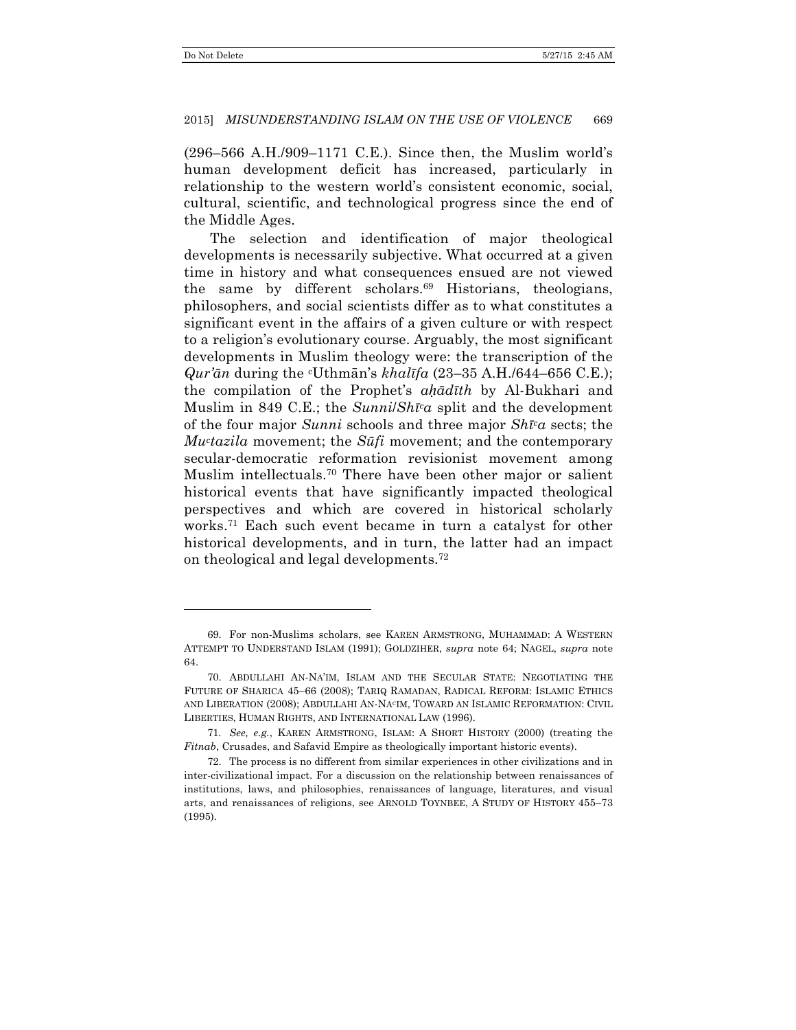(296–566 A.H./909–1171 C.E.). Since then, the Muslim world's human development deficit has increased, particularly in relationship to the western world's consistent economic, social, cultural, scientific, and technological progress since the end of the Middle Ages.

The selection and identification of major theological developments is necessarily subjective. What occurred at a given time in history and what consequences ensued are not viewed the same by different scholars.[69] Historians, theologians, philosophers, and social scientists differ as to what constitutes a significant event in the affairs of a given culture or with respect to a religion's evolutionary course. Arguably, the most significant developments in Muslim theology were: the transcription of the *Qur'ān* during the ᶜUthmān's *khalīfa* (23–35 A.H./644–656 C.E.); the compilation of the Prophet's *aḥādīth* by Al-Bukhari and Muslim in 849 C.E.; the *Sunni*/*Shīᶜa* split and the development of the four major *Sunni* schools and three major *Shīᶜa* sects; the *Muᶜtazila* movement; the *Sūfi* movement; and the contemporary secular-democratic reformation revisionist movement among Muslim intellectuals.[70] There have been other major or salient historical events that have significantly impacted theological perspectives and which are covered in historical scholarly works.[71] Each such event became in turn a catalyst for other historical developments, and in turn, the latter had an impact on theological and legal developments.[72]

---

69. For non-Muslims scholars, see KAREN ARMSTRONG, MUHAMMAD: A WESTERN ATTEMPT TO UNDERSTAND ISLAM (1991); GOLDZIHER, *supra* note 64; NAGEL, *supra* note 64.

70. ABDULLAHI AN-NA'IM, ISLAM AND THE SECULAR STATE: NEGOTIATING THE FUTURE OF SHARICA 45–66 (2008); TARIQ RAMADAN, RADICAL REFORM: ISLAMIC ETHICS AND LIBERATION (2008); ABDULLAHI AN-NAᶜIM, TOWARD AN ISLAMIC REFORMATION: CIVIL LIBERTIES, HUMAN RIGHTS, AND INTERNATIONAL LAW (1996).

71. *See, e.g.*, KAREN ARMSTRONG, ISLAM: A SHORT HISTORY (2000) (treating the *Fitnab*, Crusades, and Safavid Empire as theologically important historic events).

72. The process is no different from similar experiences in other civilizations and in inter-civilizational impact. For a discussion on the relationship between renaissances of institutions, laws, and philosophies, renaissances of language, literatures, and visual arts, and renaissances of religions, see ARNOLD TOYNBEE, A STUDY OF HISTORY 455–73 (1995).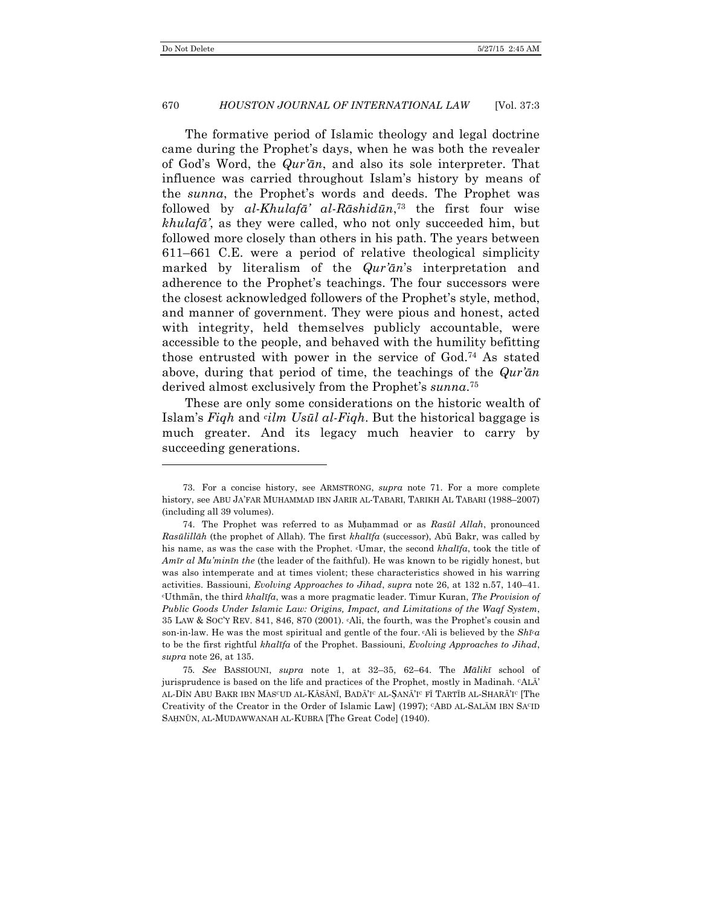The formative period of Islamic theology and legal doctrine came during the Prophet's days, when he was both the revealer of God's Word, the *Qur'ān*, and also its sole interpreter. That influence was carried throughout Islam's history by means of the *sunna*, the Prophet's words and deeds. The Prophet was followed by *al-Khulafā' al-Rāshidūn*,[73] the first four wise *khulafā'*, as they were called, who not only succeeded him, but followed more closely than others in his path. The years between 611–661 C.E. were a period of relative theological simplicity marked by literalism of the *Qur'ān*'s interpretation and adherence to the Prophet's teachings. The four successors were the closest acknowledged followers of the Prophet's style, method, and manner of government. They were pious and honest, acted with integrity, held themselves publicly accountable, were accessible to the people, and behaved with the humility befitting those entrusted with power in the service of God.[74] As stated above, during that period of time, the teachings of the *Qur'ān* derived almost exclusively from the Prophet's *sunna*.[75]

These are only some considerations on the historic wealth of Islam's *Fiqh* and *ᶜilm Usūl al-Fiqh*. But the historical baggage is much greater. And its legacy much heavier to carry by succeeding generations.

---

73. For a concise history, see ARMSTRONG, *supra* note 71. For a more complete history, see ABU JA'FAR MUHAMMAD IBN JARIR AL-TABARI, TARIKH AL TABARI (1988–2007) (including all 39 volumes).

74. The Prophet was referred to as Muḥammad or as *Rasūl Allah*, pronounced *Rasūlillāh* (the prophet of Allah). The first *khalīfa* (successor), Abū Bakr, was called by his name, as was the case with the Prophet. ᶜUmar, the second *khalīfa*, took the title of *Amīr al Mu'minīn the* (the leader of the faithful). He was known to be rigidly honest, but was also intemperate and at times violent; these characteristics showed in his warring activities. Bassiouni, *Evolving Approaches to Jihad*, *supra* note 26, at 132 n.57, 140–41. ᶜUthmān, the third *khalīfa*, was a more pragmatic leader. Timur Kuran, *The Provision of Public Goods Under Islamic Law: Origins, Impact, and Limitations of the Waqf System*, 35 LAW & SOC'Y REV. 841, 846, 870 (2001). ᶜAli, the fourth, was the Prophet's cousin and son-in-law. He was the most spiritual and gentle of the four. ᶜAli is believed by the *Shīᶜa* to be the first rightful *khalīfa* of the Prophet. Bassiouni, *Evolving Approaches to Jihad*, *supra* note 26, at 135.

75. *See* BASSIOUNI, *supra* note 1, at 32–35, 62–64. The *Mālikī* school of jurisprudence is based on the life and practices of the Prophet, mostly in Madinah. ᶜALĀ' AL-DĪN ABU BAKR IBN MASᶜUD AL-KĀSĀNĪ, BADĀ'Iᶜ AL-ṢANĀ'Iᶜ FĪ TARTĪB AL-SHARĀ'Iᶜ [The Creativity of the Creator in the Order of Islamic Law] (1997); ᶜABD AL-SALĀM IBN SAᶜID SAḤNŪN, AL-MUDAWWANAH AL-KUBRA [The Great Code] (1940).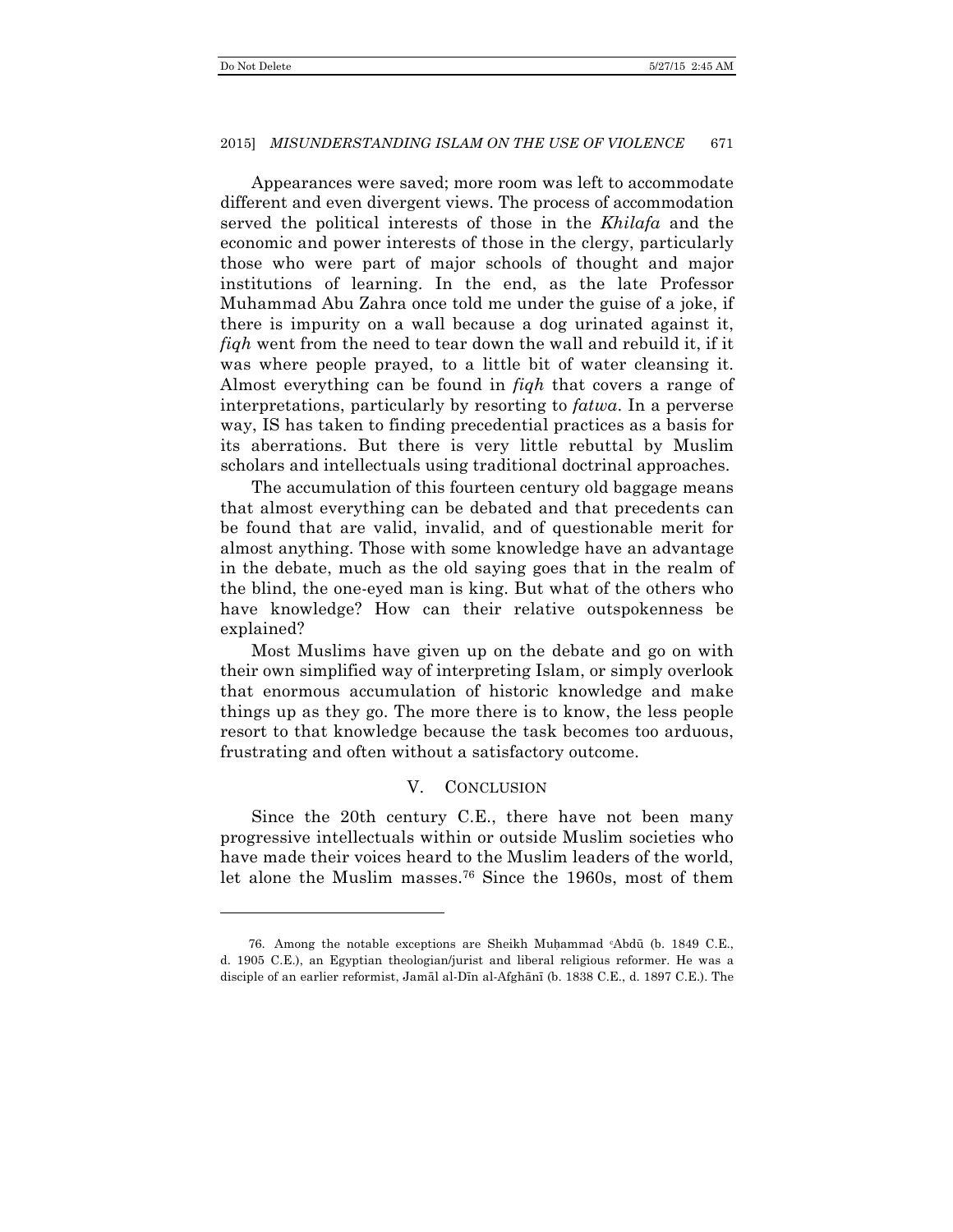Appearances were saved; more room was left to accommodate different and even divergent views. The process of accommodation served the political interests of those in the *Khilafa* and the economic and power interests of those in the clergy, particularly those who were part of major schools of thought and major institutions of learning. In the end, as the late Professor Muhammad Abu Zahra once told me under the guise of a joke, if there is impurity on a wall because a dog urinated against it, *fiqh* went from the need to tear down the wall and rebuild it, if it was where people prayed, to a little bit of water cleansing it. Almost everything can be found in *fiqh* that covers a range of interpretations, particularly by resorting to *fatwa*. In a perverse way, IS has taken to finding precedential practices as a basis for its aberrations. But there is very little rebuttal by Muslim scholars and intellectuals using traditional doctrinal approaches.

The accumulation of this fourteen century old baggage means that almost everything can be debated and that precedents can be found that are valid, invalid, and of questionable merit for almost anything. Those with some knowledge have an advantage in the debate, much as the old saying goes that in the realm of the blind, the one-eyed man is king. But what of the others who have knowledge? How can their relative outspokenness be explained?

Most Muslims have given up on the debate and go on with their own simplified way of interpreting Islam, or simply overlook that enormous accumulation of historic knowledge and make things up as they go. The more there is to know, the less people resort to that knowledge because the task becomes too arduous, frustrating and often without a satisfactory outcome.

## V. Conclusion

Since the 20th century C.E., there have not been many progressive intellectuals within or outside Muslim societies who have made their voices heard to the Muslim leaders of the world, let alone the Muslim masses.[76] Since the 1960s, most of them

---

76. Among the notable exceptions are Sheikh Muḥammad ʿAbdū (b. 1849 C.E., d. 1905 C.E.), an Egyptian theologian/jurist and liberal religious reformer. He was a disciple of an earlier reformist, Jamāl al-Dīn al-Afghānī (b. 1838 C.E., d. 1897 C.E.). The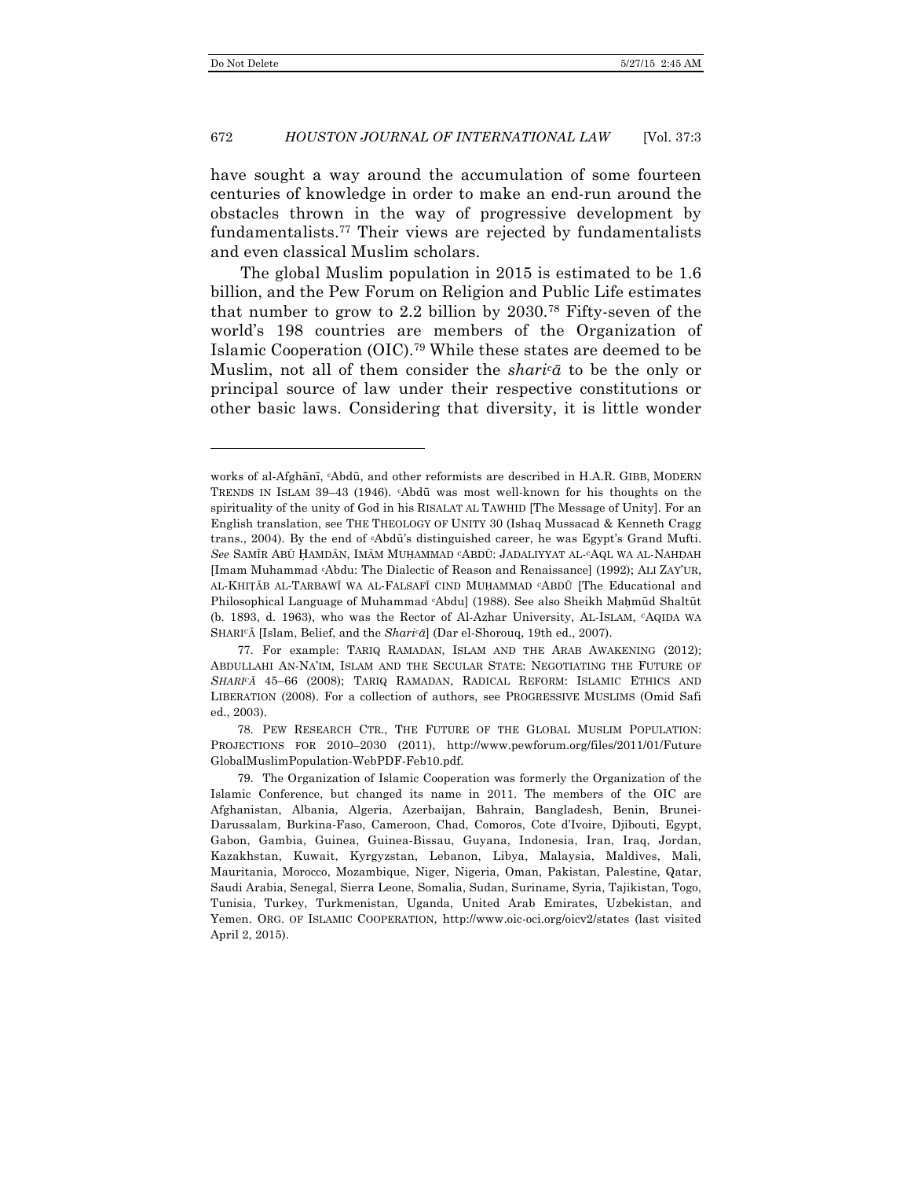have sought a way around the accumulation of some fourteen centuries of knowledge in order to make an end-run around the obstacles thrown in the way of progressive development by fundamentalists.[77] Their views are rejected by fundamentalists and even classical Muslim scholars.

The global Muslim population in 2015 is estimated to be 1.6 billion, and the Pew Forum on Religion and Public Life estimates that number to grow to 2.2 billion by 2030.[78] Fifty-seven of the world's 198 countries are members of the Organization of Islamic Cooperation (OIC).[79] While these states are deemed to be Muslim, not all of them consider the *shariᶜā* to be the only or principal source of law under their respective constitutions or other basic laws. Considering that diversity, it is little wonder

---

works of al-Afghānī, ᶜAbdū, and other reformists are described in H.A.R. GIBB, MODERN TRENDS IN ISLAM 39–43 (1946). ᶜAbdū was most well-known for his thoughts on the spirituality of the unity of God in his RISALAT AL TAWHID [The Message of Unity]. For an English translation, see THE THEOLOGY OF UNITY 30 (Ishaq Mussacad & Kenneth Cragg trans., 2004). By the end of ᶜAbdū's distinguished career, he was Egypt's Grand Mufti. *See* SAMĪR ABŪ ḤAMDĀN, IMĀM MUḤAMMAD ᶜABDŪ: JADALIYYAT AL-ᶜAQL WA AL-NAHDAH [Imam Muhammad ᶜAbdu: The Dialectic of Reason and Renaissance] (1992); ALI ZAY'UR, AL-KHIṬĀB AL-TARBAWĪ WA AL-FALSAFĪ ᶜIND MUḤAMMAD ᶜABDŪ [The Educational and Philosophical Language of Muhammad ᶜAbdu] (1988). See also Sheikh Maḥmūd Shaltūt (b. 1893, d. 1963), who was the Rector of Al-Azhar University, AL-ISLAM, ᶜAQIDA WA SHARIᶜĀ [Islam, Belief, and the *Shariᶜā*] (Dar el-Shorouq, 19th ed., 2007).

77. For example: TARIQ RAMADAN, ISLAM AND THE ARAB AWAKENING (2012); ABDULLAHI AN-NA'IM, ISLAM AND THE SECULAR STATE: NEGOTIATING THE FUTURE OF *SHARIᶜĀ* 45–66 (2008); TARIQ RAMADAN, RADICAL REFORM: ISLAMIC ETHICS AND LIBERATION (2008). For a collection of authors, see PROGRESSIVE MUSLIMS (Omid Safi ed., 2003).

78. PEW RESEARCH CTR., THE FUTURE OF THE GLOBAL MUSLIM POPULATION: PROJECTIONS FOR 2010–2030 (2011), http://www.pewforum.org/files/2011/01/FutureGlobalMuslimPopulation-WebPDF-Feb10.pdf.

79. The Organization of Islamic Cooperation was formerly the Organization of the Islamic Conference, but changed its name in 2011. The members of the OIC are Afghanistan, Albania, Algeria, Azerbaijan, Bahrain, Bangladesh, Benin, Brunei-Darussalam, Burkina-Faso, Cameroon, Chad, Comoros, Cote d'Ivoire, Djibouti, Egypt, Gabon, Gambia, Guinea, Guinea-Bissau, Guyana, Indonesia, Iran, Iraq, Jordan, Kazakhstan, Kuwait, Kyrgyzstan, Lebanon, Libya, Malaysia, Maldives, Mali, Mauritania, Morocco, Mozambique, Niger, Nigeria, Oman, Pakistan, Palestine, Qatar, Saudi Arabia, Senegal, Sierra Leone, Somalia, Sudan, Suriname, Syria, Tajikistan, Togo, Tunisia, Turkey, Turkmenistan, Uganda, United Arab Emirates, Uzbekistan, and Yemen. ORG. OF ISLAMIC COOPERATION, http://www.oic-oci.org/oicv2/states (last visited April 2, 2015).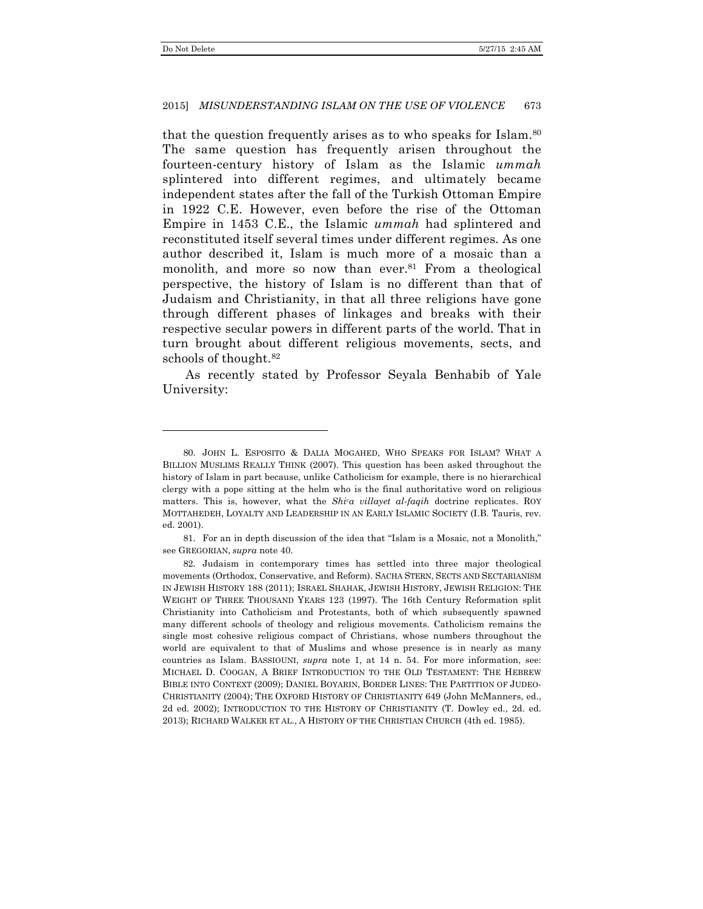that the question frequently arises as to who speaks for Islam.[80] The same question has frequently arisen throughout the fourteen-century history of Islam as the Islamic *ummah* splintered into different regimes, and ultimately became independent states after the fall of the Turkish Ottoman Empire in 1922 C.E. However, even before the rise of the Ottoman Empire in 1453 C.E., the Islamic *ummah* had splintered and reconstituted itself several times under different regimes. As one author described it, Islam is much more of a mosaic than a monolith, and more so now than ever.[81] From a theological perspective, the history of Islam is no different than that of Judaism and Christianity, in that all three religions have gone through different phases of linkages and breaks with their respective secular powers in different parts of the world. That in turn brought about different religious movements, sects, and schools of thought.[82]

As recently stated by Professor Seyala Benhabib of Yale University:

---

80. JOHN L. ESPOSITO & DALIA MOGAHED, WHO SPEAKS FOR ISLAM? WHAT A BILLION MUSLIMS REALLY THINK (2007). This question has been asked throughout the history of Islam in part because, unlike Catholicism for example, there is no hierarchical clergy with a pope sitting at the helm who is the final authoritative word on religious matters. This is, however, what the *Shi'a villayet al-faqih* doctrine replicates. ROY MOTTAHEDEH, LOYALTY AND LEADERSHIP IN AN EARLY ISLAMIC SOCIETY (I.B. Tauris, rev. ed. 2001).

81. For an in depth discussion of the idea that "Islam is a Mosaic, not a Monolith," see GREGORIAN, *supra* note 40.

82. Judaism in contemporary times has settled into three major theological movements (Orthodox, Conservative, and Reform). SACHA STERN, SECTS AND SECTARIANISM IN JEWISH HISTORY 188 (2011); ISRAEL SHAHAK, JEWISH HISTORY, JEWISH RELIGION: THE WEIGHT OF THREE THOUSAND YEARS 123 (1997). The 16th Century Reformation split Christianity into Catholicism and Protestants, both of which subsequently spawned many different schools of theology and religious movements. Catholicism remains the single most cohesive religious compact of Christians, whose numbers throughout the world are equivalent to that of Muslims and whose presence is in nearly as many countries as Islam. BASSIOUNI, *supra* note 1, at 14 n. 54. For more information, see: MICHAEL D. COOGAN, A BRIEF INTRODUCTION TO THE OLD TESTAMENT: THE HEBREW BIBLE INTO CONTEXT (2009); DANIEL BOYARIN, BORDER LINES: THE PARTITION OF JUDEO-CHRISTIANITY (2004); THE OXFORD HISTORY OF CHRISTIANITY 649 (John McManners, ed., 2d ed. 2002); INTRODUCTION TO THE HISTORY OF CHRISTIANITY (T. Dowley ed., 2d. ed. 2013); RICHARD WALKER ET AL., A HISTORY OF THE CHRISTIAN CHURCH (4th ed. 1985).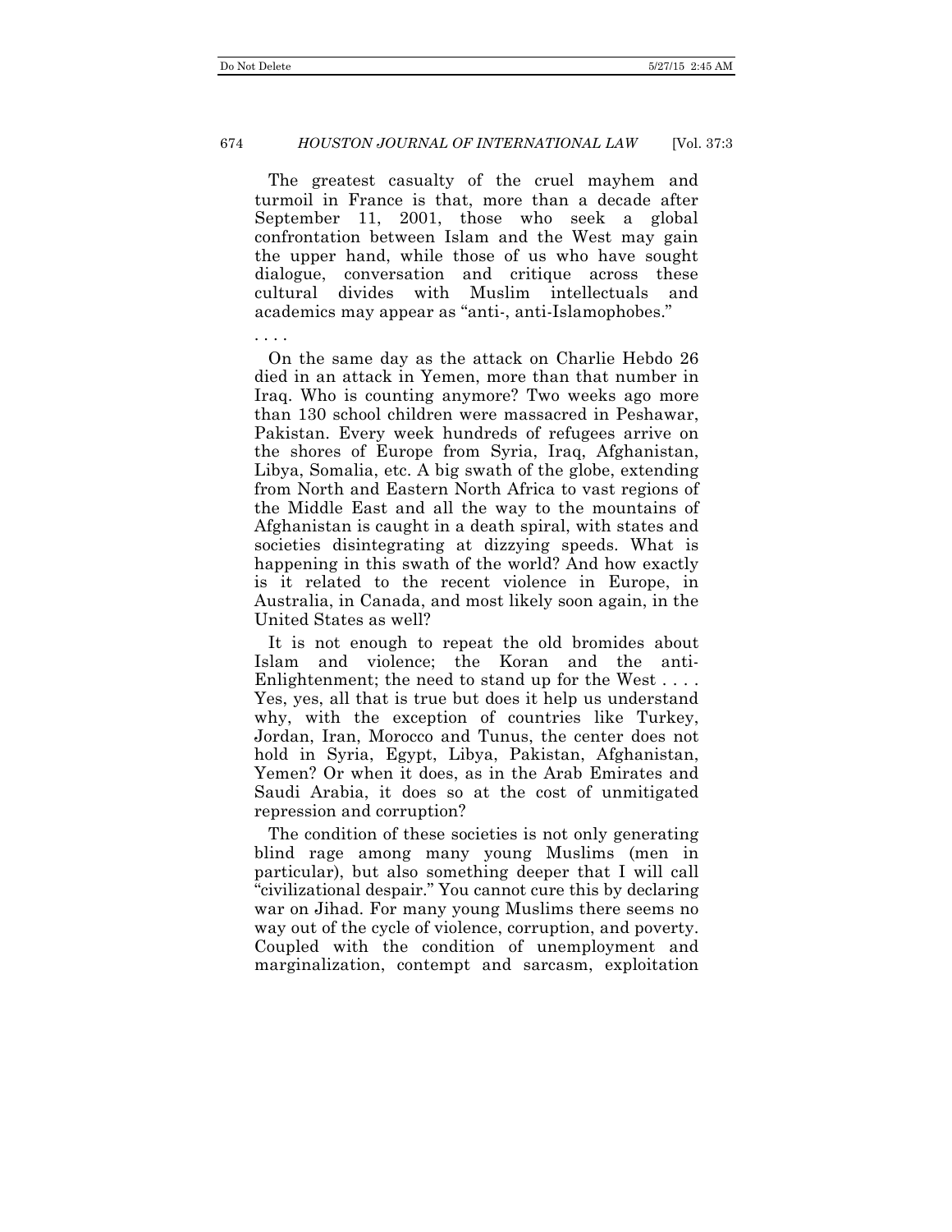The greatest casualty of the cruel mayhem and turmoil in France is that, more than a decade after September 11, 2001, those who seek a global confrontation between Islam and the West may gain the upper hand, while those of us who have sought dialogue, conversation and critique across these cultural divides with Muslim intellectuals and academics may appear as "anti-, anti-Islamophobes."

. . . .

On the same day as the attack on Charlie Hebdo 26 died in an attack in Yemen, more than that number in Iraq. Who is counting anymore? Two weeks ago more than 130 school children were massacred in Peshawar, Pakistan. Every week hundreds of refugees arrive on the shores of Europe from Syria, Iraq, Afghanistan, Libya, Somalia, etc. A big swath of the globe, extending from North and Eastern North Africa to vast regions of the Middle East and all the way to the mountains of Afghanistan is caught in a death spiral, with states and societies disintegrating at dizzying speeds. What is happening in this swath of the world? And how exactly is it related to the recent violence in Europe, in Australia, in Canada, and most likely soon again, in the United States as well?

It is not enough to repeat the old bromides about Islam and violence; the Koran and the anti-Enlightenment; the need to stand up for the West . . . . Yes, yes, all that is true but does it help us understand why, with the exception of countries like Turkey, Jordan, Iran, Morocco and Tunus, the center does not hold in Syria, Egypt, Libya, Pakistan, Afghanistan, Yemen? Or when it does, as in the Arab Emirates and Saudi Arabia, it does so at the cost of unmitigated repression and corruption?

The condition of these societies is not only generating blind rage among many young Muslims (men in particular), but also something deeper that I will call "civilizational despair." You cannot cure this by declaring war on Jihad. For many young Muslims there seems no way out of the cycle of violence, corruption, and poverty. Coupled with the condition of unemployment and marginalization, contempt and sarcasm, exploitation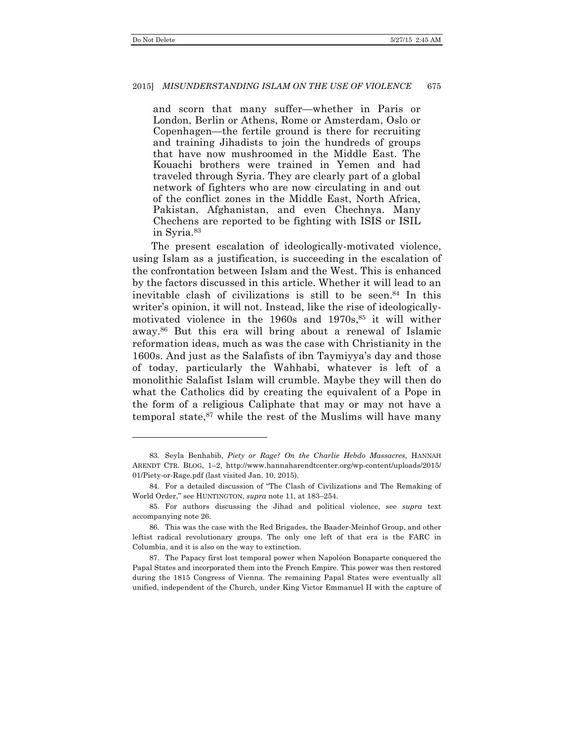and scorn that many suffer—whether in Paris or London, Berlin or Athens, Rome or Amsterdam, Oslo or Copenhagen—the fertile ground is there for recruiting and training Jihadists to join the hundreds of groups that have now mushroomed in the Middle East. The Kouachi brothers were trained in Yemen and had traveled through Syria. They are clearly part of a global network of fighters who are now circulating in and out of the conflict zones in the Middle East, North Africa, Pakistan, Afghanistan, and even Chechnya. Many Chechens are reported to be fighting with ISIS or ISIL in Syria.[83]

The present escalation of ideologically-motivated violence, using Islam as a justification, is succeeding in the escalation of the confrontation between Islam and the West. This is enhanced by the factors discussed in this article. Whether it will lead to an inevitable clash of civilizations is still to be seen.[84] In this writer's opinion, it will not. Instead, like the rise of ideologically-motivated violence in the 1960s and 1970s,[85] it will wither away.[86] But this era will bring about a renewal of Islamic reformation ideas, much as was the case with Christianity in the 1600s. And just as the Salafists of ibn Taymiyya's day and those of today, particularly the Wahhabi, whatever is left of a monolithic Salafist Islam will crumble. Maybe they will then do what the Catholics did by creating the equivalent of a Pope in the form of a religious Caliphate that may or may not have a temporal state,[87] while the rest of the Muslims will have many

---

83. Seyla Benhabib, *Piety or Rage? On the Charlie Hebdo Massacres*, HANNAH ARENDT CTR. BLOG, 1–2, http://www.hannaharendtcenter.org/wp-content/uploads/2015/01/Piety-or-Rage.pdf (last visited Jan. 10, 2015).

84. For a detailed discussion of "The Clash of Civilizations and The Remaking of World Order," see HUNTINGTON, *supra* note 11, at 183–254.

85. For authors discussing the Jihad and political violence, see *supra* text accompanying note 26.

86. This was the case with the Red Brigades, the Baader-Meinhof Group, and other leftist radical revolutionary groups. The only one left of that era is the FARC in Columbia, and it is also on the way to extinction.

87. The Papacy first lost temporal power when Napoléon Bonaparte conquered the Papal States and incorporated them into the French Empire. This power was then restored during the 1815 Congress of Vienna. The remaining Papal States were eventually all unified, independent of the Church, under King Victor Emmanuel II with the capture of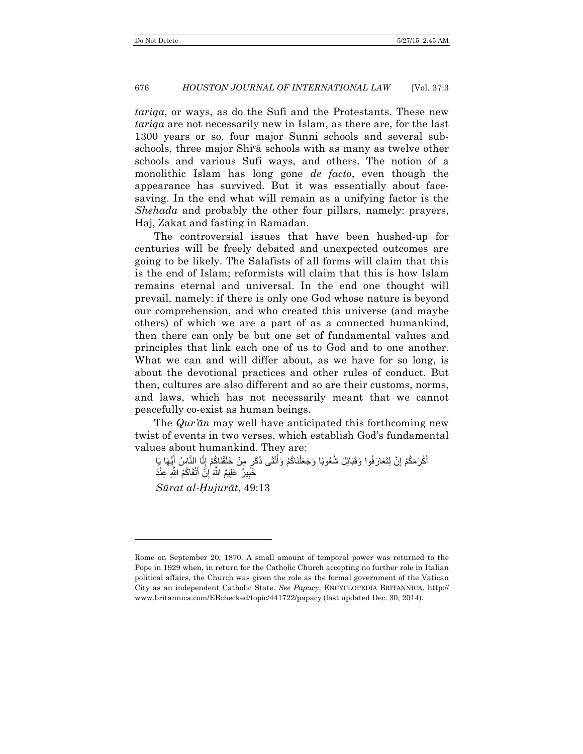*tariqa*, or ways, as do the Sufi and the Protestants. These new *tariqa* are not necessarily new in Islam, as there are, for the last 1300 years or so, four major Sunni schools and several sub-schools, three major Shiʿā schools with as many as twelve other schools and various Sufi ways, and others. The notion of a monolithic Islam has long gone *de facto*, even though the appearance has survived. But it was essentially about face-saving. In the end what will remain as a unifying factor is the *Shehada* and probably the other four pillars, namely: prayers, Haj, Zakat and fasting in Ramadan.

The controversial issues that have been hushed-up for centuries will be freely debated and unexpected outcomes are going to be likely. The Salafists of all forms will claim that this is the end of Islam; reformists will claim that this is how Islam remains eternal and universal. In the end one thought will prevail, namely: if there is only one God whose nature is beyond our comprehension, and who created this universe (and maybe others) of which we are a part of as a connected humankind, then there can only be but one set of fundamental values and principles that link each one of us to God and to one another. What we can and will differ about, as we have for so long, is about the devotional practices and other rules of conduct. But then, cultures are also different and so are their customs, norms, and laws, which has not necessarily meant that we cannot peacefully co-exist as human beings.

The *Qur'ān* may well have anticipated this forthcoming new twist of events in two verses, which establish God's fundamental values about humankind. They are:

يَا أَيُّهَا النَّاسُ إِنَّا خَلَقْنَاكُمْ مِنْ ذَكَرٍ وَأُنْثَى وَجَعَلْنَاكُمْ شُعُوبًا وَقَبَائِلَ لِتَعَارَفُوا إِنَّ أَكْرَمَكُمْ عِنْدَ اللَّهِ أَتْقَاكُمْ إِنَّ اللَّهَ عَلِيمٌ خَبِيرٌ

*Sūrat al-Ḥujurāt*, 49:13

---

Rome on September 20, 1870. A small amount of temporal power was returned to the Pope in 1929 when, in return for the Catholic Church accepting no further role in Italian political affairs, the Church was given the role as the formal government of the Vatican City as an independent Catholic State. *See Papacy*, ENCYCLOPEDIA BRITANNICA, http://www.britannica.com/EBchecked/topic/441722/papacy (last updated Dec. 30, 2014).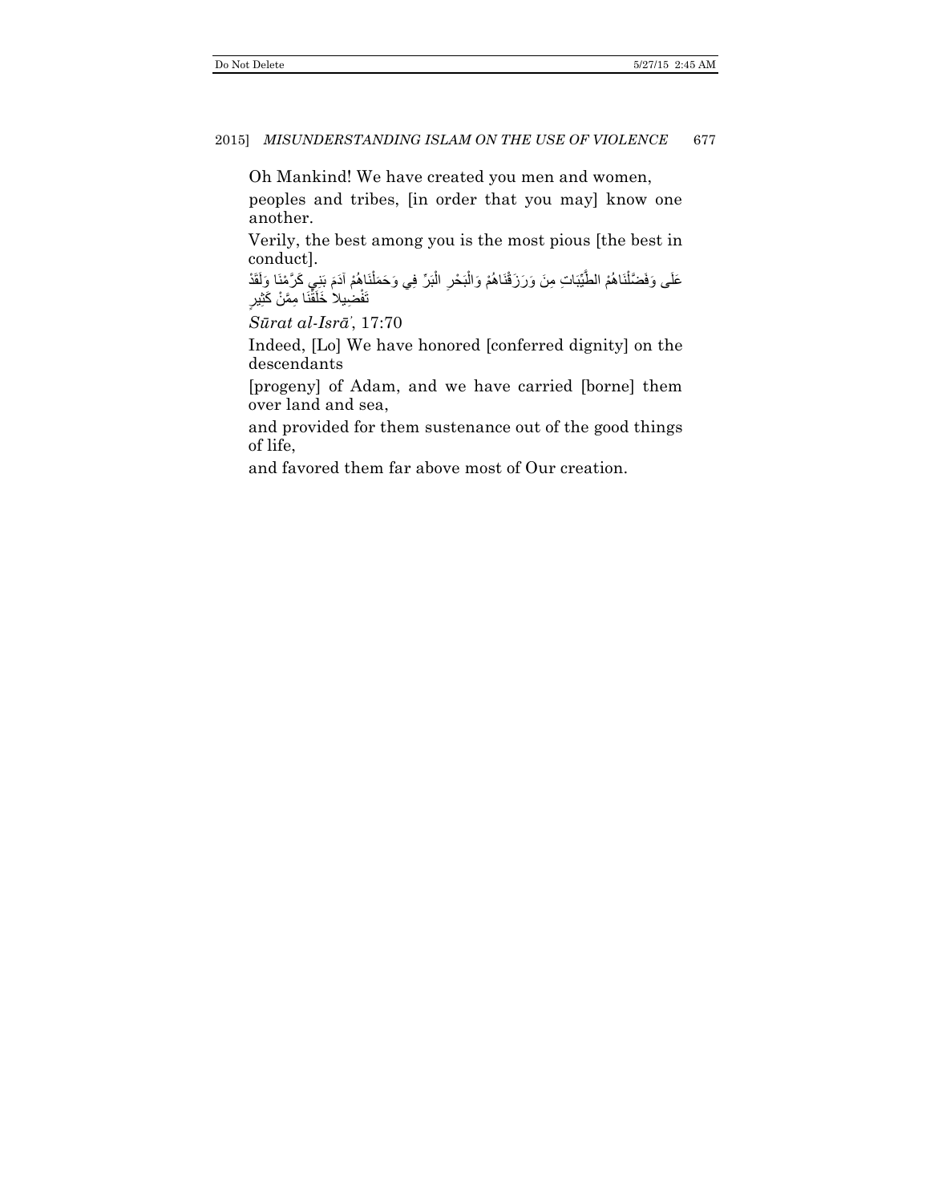Oh Mankind! We have created you men and women,

peoples and tribes, [in order that you may] know one another.

Verily, the best among you is the most pious [the best in conduct].

وَلَقَدْ كَرَّمْنَا بَنِي آدَمَ وَحَمَلْنَاهُمْ فِي الْبَرِّ وَالْبَحْرِ وَرَزَقْنَاهُمْ مِنَ الطَّيِّبَاتِ وَفَضَّلْنَاهُمْ عَلَى كَثِيرٍ مِمَّنْ خَلَقْنَا تَفْضِيلاً

*Sūrat al-Isrā'*, 17:70

Indeed, [Lo] We have honored [conferred dignity] on the descendants

[progeny] of Adam, and we have carried [borne] them over land and sea,

and provided for them sustenance out of the good things of life,

and favored them far above most of Our creation.